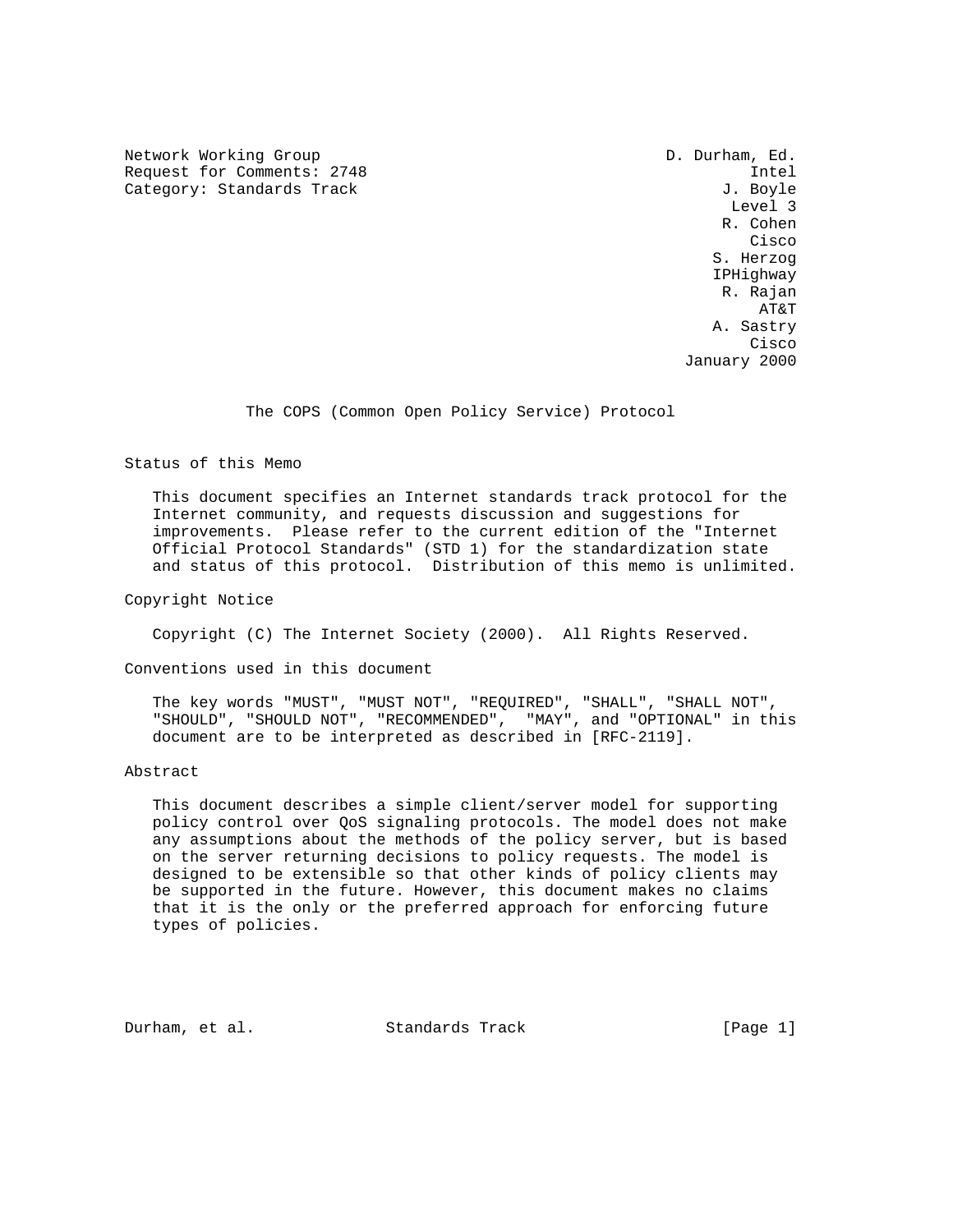Network Working Group D. Durham, Ed.
Request for Comments: 2748 Intel
Category: Standards Track J. Boyle
Level 3
R. Cohen
Cisco
S. Herzog
IPHighway
R. Rajan
AT&T
A. Sastry
Cisco
January 2000

# The COPS (Common Open Policy Service) Protocol

## Status of this Memo

This document specifies an Internet standards track protocol for the Internet community, and requests discussion and suggestions for improvements. Please refer to the current edition of the "Internet Official Protocol Standards" (STD 1) for the standardization state and status of this protocol. Distribution of this memo is unlimited.

## Copyright Notice

Copyright (C) The Internet Society (2000). All Rights Reserved.

## Conventions used in this document

The key words "MUST", "MUST NOT", "REQUIRED", "SHALL", "SHALL NOT", "SHOULD", "SHOULD NOT", "RECOMMENDED", "MAY", and "OPTIONAL" in this document are to be interpreted as described in [RFC-2119].

## Abstract

This document describes a simple client/server model for supporting policy control over QoS signaling protocols. The model does not make any assumptions about the methods of the policy server, but is based on the server returning decisions to policy requests. The model is designed to be extensible so that other kinds of policy clients may be supported in the future. However, this document makes no claims that it is the only or the preferred approach for enforcing future types of policies.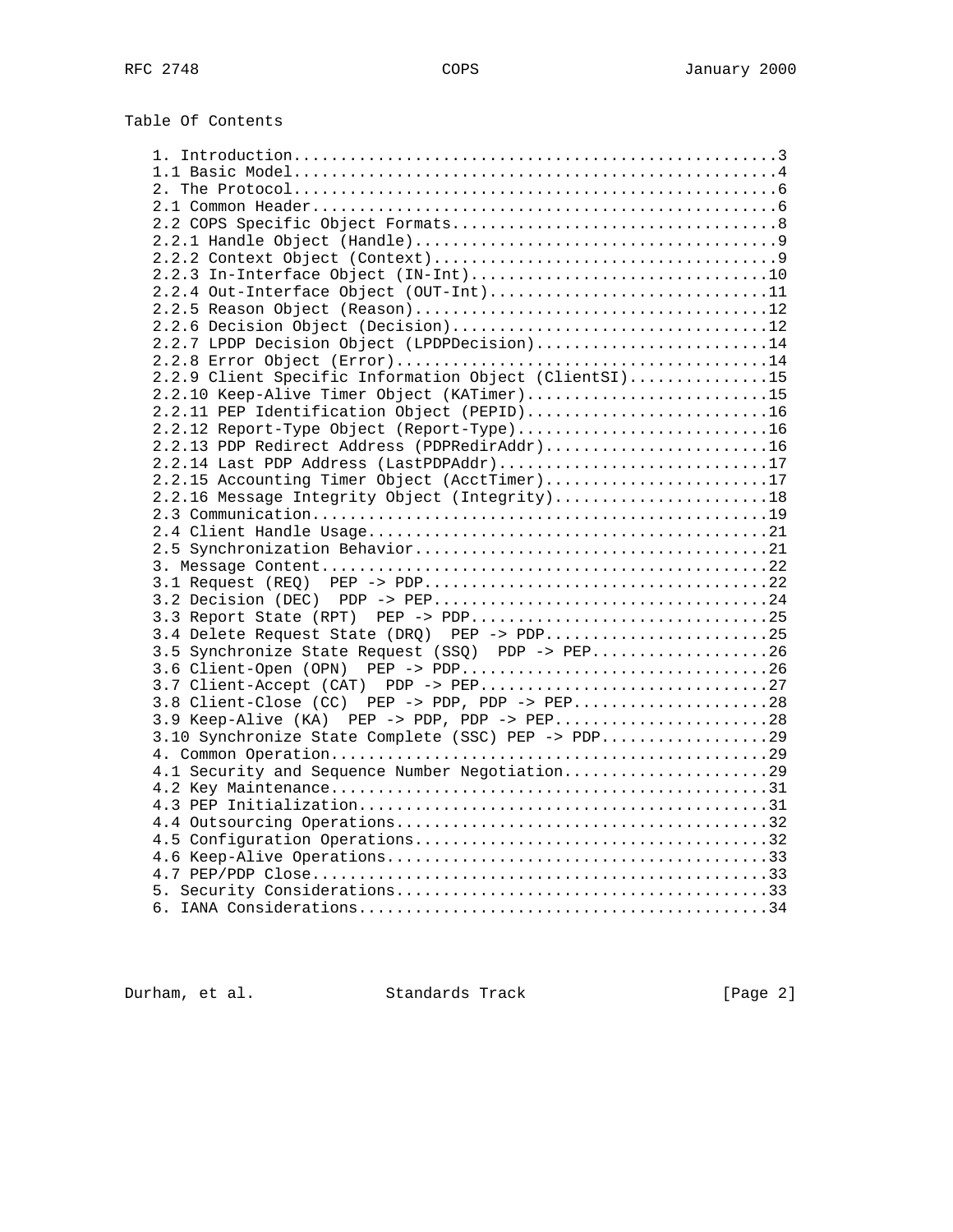## Table Of Contents

```
1. Introduction....................................................3
1.1 Basic Model....................................................4
2. The Protocol....................................................6
2.1 Common Header..................................................6
2.2 COPS Specific Object Formats...................................8
2.2.1 Handle Object (Handle).......................................9
2.2.2 Context Object (Context).....................................9
2.2.3 In-Interface Object (IN-Int)................................10
2.2.4 Out-Interface Object (OUT-Int)..............................11
2.2.5 Reason Object (Reason)......................................12
2.2.6 Decision Object (Decision)..................................12
2.2.7 LPDP Decision Object (LPDPDecision).........................14
2.2.8 Error Object (Error)........................................14
2.2.9 Client Specific Information Object (ClientSI)...............15
2.2.10 Keep-Alive Timer Object (KATimer)..........................15
2.2.11 PEP Identification Object (PEPID)..........................16
2.2.12 Report-Type Object (Report-Type)...........................16
2.2.13 PDP Redirect Address (PDPRedirAddr)........................16
2.2.14 Last PDP Address (LastPDPAddr).............................17
2.2.15 Accounting Timer Object (AcctTimer)........................17
2.2.16 Message Integrity Object (Integrity).......................18
2.3 Communication.................................................19
2.4 Client Handle Usage...........................................21
2.5 Synchronization Behavior......................................21
3. Message Content................................................22
3.1 Request (REQ)  PEP -> PDP.....................................22
3.2 Decision (DEC)  PDP -> PEP....................................24
3.3 Report State (RPT)  PEP -> PDP................................25
3.4 Delete Request State (DRQ)  PEP -> PDP........................25
3.5 Synchronize State Request (SSQ)  PDP -> PEP...................26
3.6 Client-Open (OPN)  PEP -> PDP.................................26
3.7 Client-Accept (CAT)  PDP -> PEP...............................27
3.8 Client-Close (CC)  PEP -> PDP, PDP -> PEP.....................28
3.9 Keep-Alive (KA)  PEP -> PDP, PDP -> PEP.......................28
3.10 Synchronize State Complete (SSC) PEP -> PDP..................29
4. Common Operation...............................................29
4.1 Security and Sequence Number Negotiation......................29
4.2 Key Maintenance...............................................31
4.3 PEP Initialization............................................31
4.4 Outsourcing Operations........................................32
4.5 Configuration Operations......................................32
4.6 Keep-Alive Operations.........................................33
4.7 PEP/PDP Close.................................................33
5. Security Considerations........................................33
6. IANA Considerations............................................34
```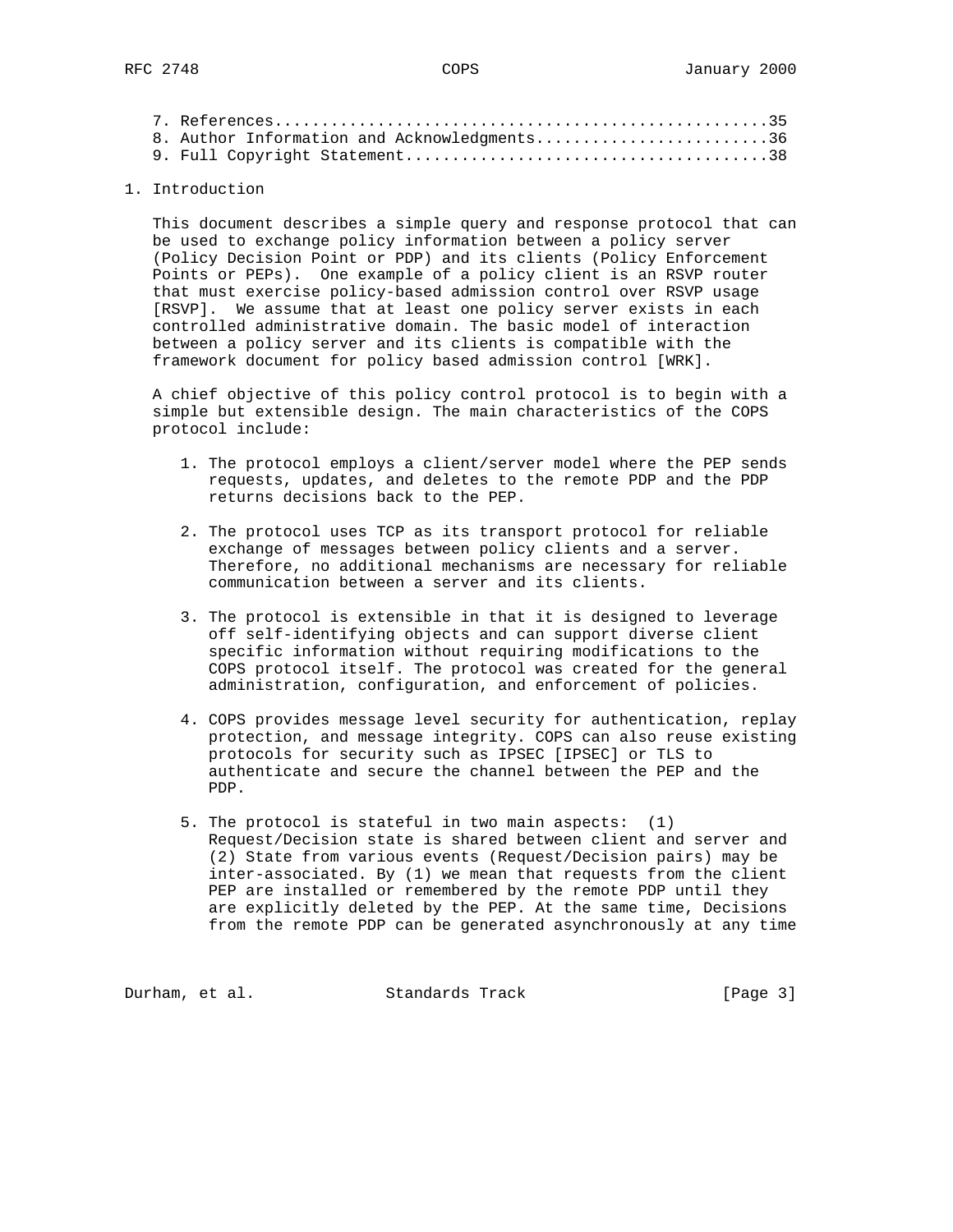7. References....................................................35
8. Author Information and Acknowledgments.........................36
9. Full Copyright Statement.......................................38

# 1. Introduction

This document describes a simple query and response protocol that can be used to exchange policy information between a policy server (Policy Decision Point or PDP) and its clients (Policy Enforcement Points or PEPs). One example of a policy client is an RSVP router that must exercise policy-based admission control over RSVP usage [RSVP]. We assume that at least one policy server exists in each controlled administrative domain. The basic model of interaction between a policy server and its clients is compatible with the framework document for policy based admission control [WRK].

A chief objective of this policy control protocol is to begin with a simple but extensible design. The main characteristics of the COPS protocol include:

1. The protocol employs a client/server model where the PEP sends requests, updates, and deletes to the remote PDP and the PDP returns decisions back to the PEP.

2. The protocol uses TCP as its transport protocol for reliable exchange of messages between policy clients and a server. Therefore, no additional mechanisms are necessary for reliable communication between a server and its clients.

3. The protocol is extensible in that it is designed to leverage off self-identifying objects and can support diverse client specific information without requiring modifications to the COPS protocol itself. The protocol was created for the general administration, configuration, and enforcement of policies.

4. COPS provides message level security for authentication, replay protection, and message integrity. COPS can also reuse existing protocols for security such as IPSEC [IPSEC] or TLS to authenticate and secure the channel between the PEP and the PDP.

5. The protocol is stateful in two main aspects: (1) Request/Decision state is shared between client and server and (2) State from various events (Request/Decision pairs) may be inter-associated. By (1) we mean that requests from the client PEP are installed or remembered by the remote PDP until they are explicitly deleted by the PEP. At the same time, Decisions from the remote PDP can be generated asynchronously at any time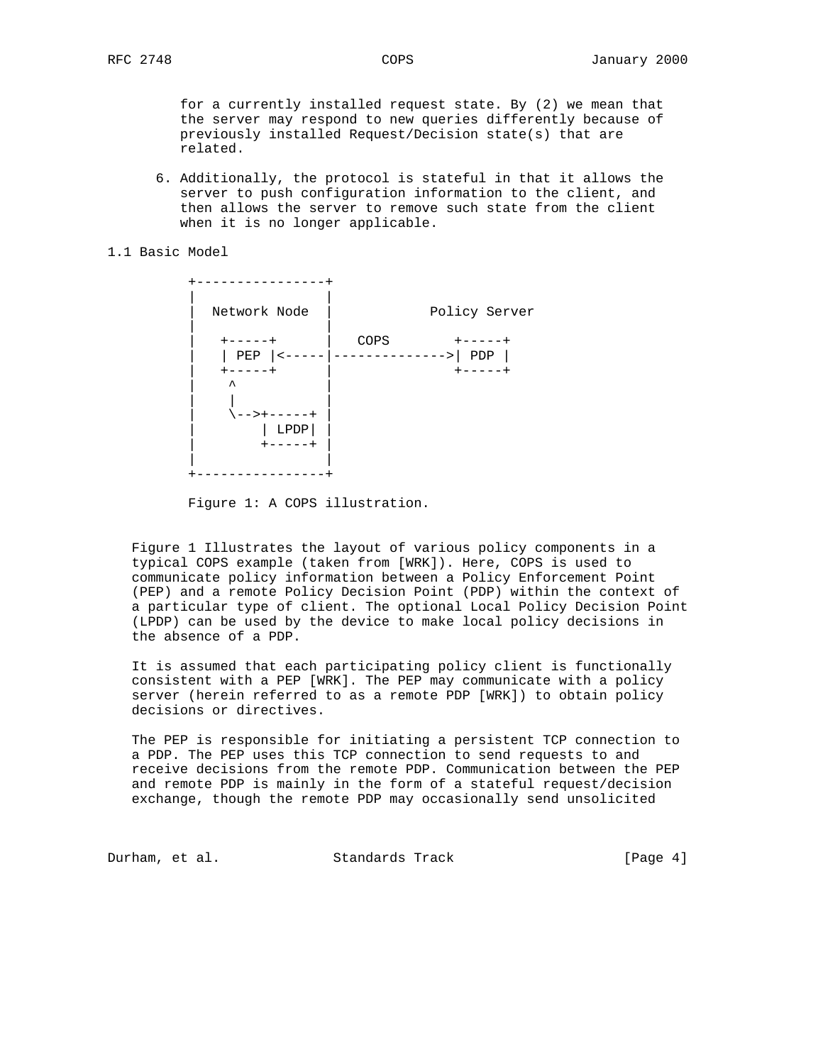for a currently installed request state. By (2) we mean that the server may respond to new queries differently because of previously installed Request/Decision state(s) that are related.

6. Additionally, the protocol is stateful in that it allows the server to push configuration information to the client, and then allows the server to remove such state from the client when it is no longer applicable.

## 1.1 Basic Model

```
        +----------------+
        |                |
        |  Network Node  |            Policy Server
        |                |
        |   +-----+      |   COPS        +-----+
        |   | PEP |<-----|-------------->| PDP |
        |   +-----+      |               +-----+
        |    ^           |
        |    |           |
        |    \-->+-----+ |
        |        | LPDP| |
        |        +-----+ |
        |                |
        +----------------+
```

Figure 1: A COPS illustration.

Figure 1 Illustrates the layout of various policy components in a typical COPS example (taken from [WRK]). Here, COPS is used to communicate policy information between a Policy Enforcement Point (PEP) and a remote Policy Decision Point (PDP) within the context of a particular type of client. The optional Local Policy Decision Point (LPDP) can be used by the device to make local policy decisions in the absence of a PDP.

It is assumed that each participating policy client is functionally consistent with a PEP [WRK]. The PEP may communicate with a policy server (herein referred to as a remote PDP [WRK]) to obtain policy decisions or directives.

The PEP is responsible for initiating a persistent TCP connection to a PDP. The PEP uses this TCP connection to send requests to and receive decisions from the remote PDP. Communication between the PEP and remote PDP is mainly in the form of a stateful request/decision exchange, though the remote PDP may occasionally send unsolicited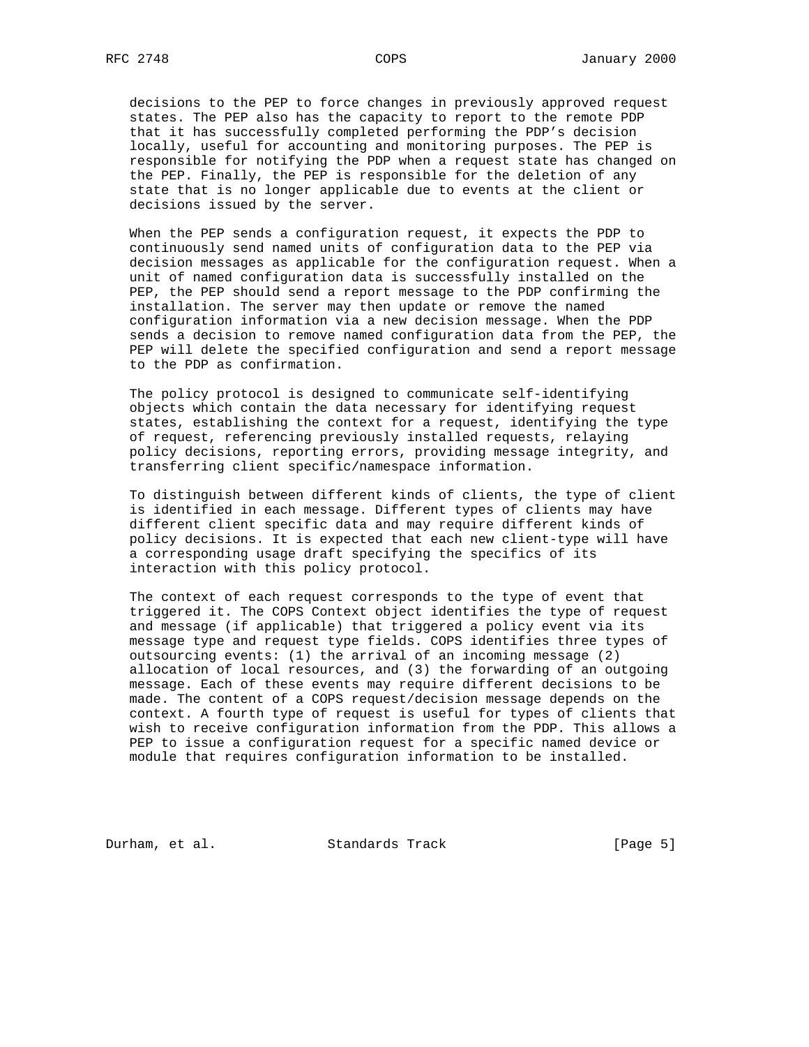decisions to the PEP to force changes in previously approved request states. The PEP also has the capacity to report to the remote PDP that it has successfully completed performing the PDP's decision locally, useful for accounting and monitoring purposes. The PEP is responsible for notifying the PDP when a request state has changed on the PEP. Finally, the PEP is responsible for the deletion of any state that is no longer applicable due to events at the client or decisions issued by the server.

When the PEP sends a configuration request, it expects the PDP to continuously send named units of configuration data to the PEP via decision messages as applicable for the configuration request. When a unit of named configuration data is successfully installed on the PEP, the PEP should send a report message to the PDP confirming the installation. The server may then update or remove the named configuration information via a new decision message. When the PDP sends a decision to remove named configuration data from the PEP, the PEP will delete the specified configuration and send a report message to the PDP as confirmation.

The policy protocol is designed to communicate self-identifying objects which contain the data necessary for identifying request states, establishing the context for a request, identifying the type of request, referencing previously installed requests, relaying policy decisions, reporting errors, providing message integrity, and transferring client specific/namespace information.

To distinguish between different kinds of clients, the type of client is identified in each message. Different types of clients may have different client specific data and may require different kinds of policy decisions. It is expected that each new client-type will have a corresponding usage draft specifying the specifics of its interaction with this policy protocol.

The context of each request corresponds to the type of event that triggered it. The COPS Context object identifies the type of request and message (if applicable) that triggered a policy event via its message type and request type fields. COPS identifies three types of outsourcing events: (1) the arrival of an incoming message (2) allocation of local resources, and (3) the forwarding of an outgoing message. Each of these events may require different decisions to be made. The content of a COPS request/decision message depends on the context. A fourth type of request is useful for types of clients that wish to receive configuration information from the PDP. This allows a PEP to issue a configuration request for a specific named device or module that requires configuration information to be installed.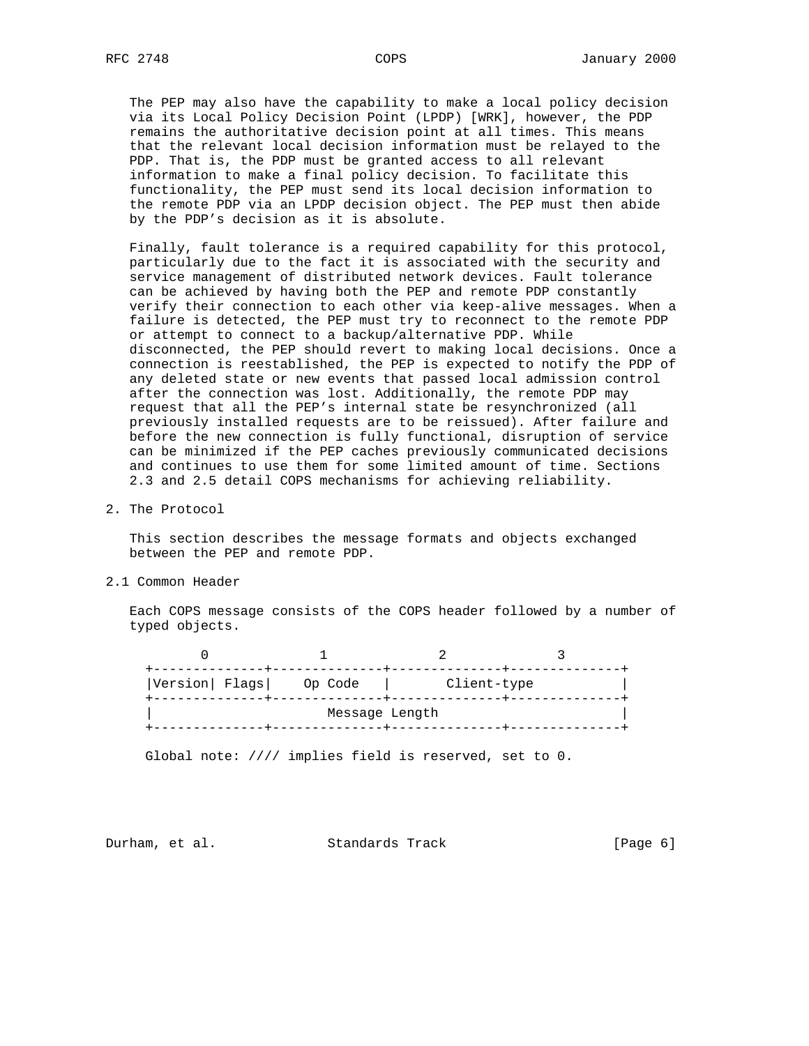The PEP may also have the capability to make a local policy decision via its Local Policy Decision Point (LPDP) [WRK], however, the PDP remains the authoritative decision point at all times. This means that the relevant local decision information must be relayed to the PDP. That is, the PDP must be granted access to all relevant information to make a final policy decision. To facilitate this functionality, the PEP must send its local decision information to the remote PDP via an LPDP decision object. The PEP must then abide by the PDP's decision as it is absolute.

Finally, fault tolerance is a required capability for this protocol, particularly due to the fact it is associated with the security and service management of distributed network devices. Fault tolerance can be achieved by having both the PEP and remote PDP constantly verify their connection to each other via keep-alive messages. When a failure is detected, the PEP must try to reconnect to the remote PDP or attempt to connect to a backup/alternative PDP. While disconnected, the PEP should revert to making local decisions. Once a connection is reestablished, the PEP is expected to notify the PDP of any deleted state or new events that passed local admission control after the connection was lost. Additionally, the remote PDP may request that all the PEP's internal state be resynchronized (all previously installed requests are to be reissued). After failure and before the new connection is fully functional, disruption of service can be minimized if the PEP caches previously communicated decisions and continues to use them for some limited amount of time. Sections 2.3 and 2.5 detail COPS mechanisms for achieving reliability.

# 2. The Protocol

This section describes the message formats and objects exchanged between the PEP and remote PDP.

## 2.1 Common Header

Each COPS message consists of the COPS header followed by a number of typed objects.

```
       0              1              2              3
  +--------------+--------------+--------------+--------------+
  |Version| Flags|    Op Code   |       Client-type           |
  +--------------+--------------+--------------+--------------+
  |                      Message Length                       |
  +--------------+--------------+--------------+--------------+
```

Global note: //// implies field is reserved, set to 0.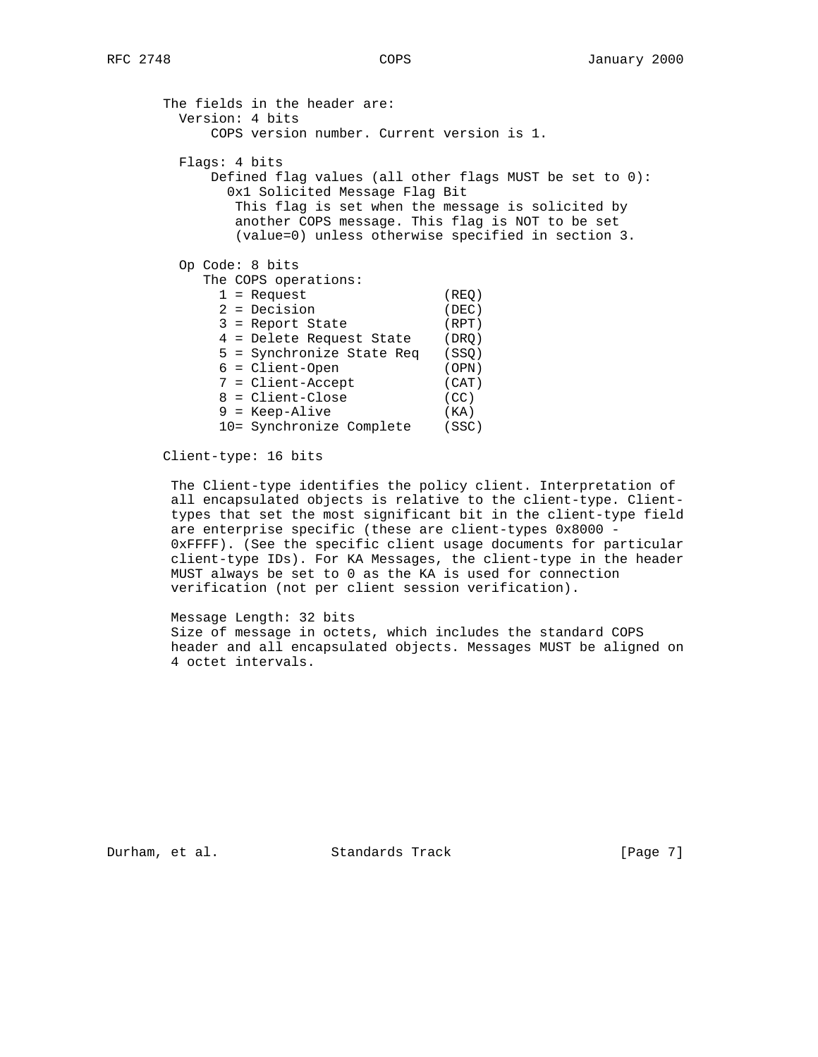The fields in the header are:

Version: 4 bits

COPS version number. Current version is 1.

Flags: 4 bits

Defined flag values (all other flags MUST be set to 0):

0x1 Solicited Message Flag Bit

This flag is set when the message is solicited by another COPS message. This flag is NOT to be set (value=0) unless otherwise specified in section 3.

Op Code: 8 bits

The COPS operations:

```
1 = Request                  (REQ)
2 = Decision                 (DEC)
3 = Report State             (RPT)
4 = Delete Request State     (DRQ)
5 = Synchronize State Req    (SSQ)
6 = Client-Open              (OPN)
7 = Client-Accept            (CAT)
8 = Client-Close             (CC)
9 = Keep-Alive               (KA)
10= Synchronize Complete     (SSC)
```

Client-type: 16 bits

The Client-type identifies the policy client. Interpretation of all encapsulated objects is relative to the client-type. Client-types that set the most significant bit in the client-type field are enterprise specific (these are client-types 0x8000 - 0xFFFF). (See the specific client usage documents for particular client-type IDs). For KA Messages, the client-type in the header MUST always be set to 0 as the KA is used for connection verification (not per client session verification).

Message Length: 32 bits

Size of message in octets, which includes the standard COPS header and all encapsulated objects. Messages MUST be aligned on 4 octet intervals.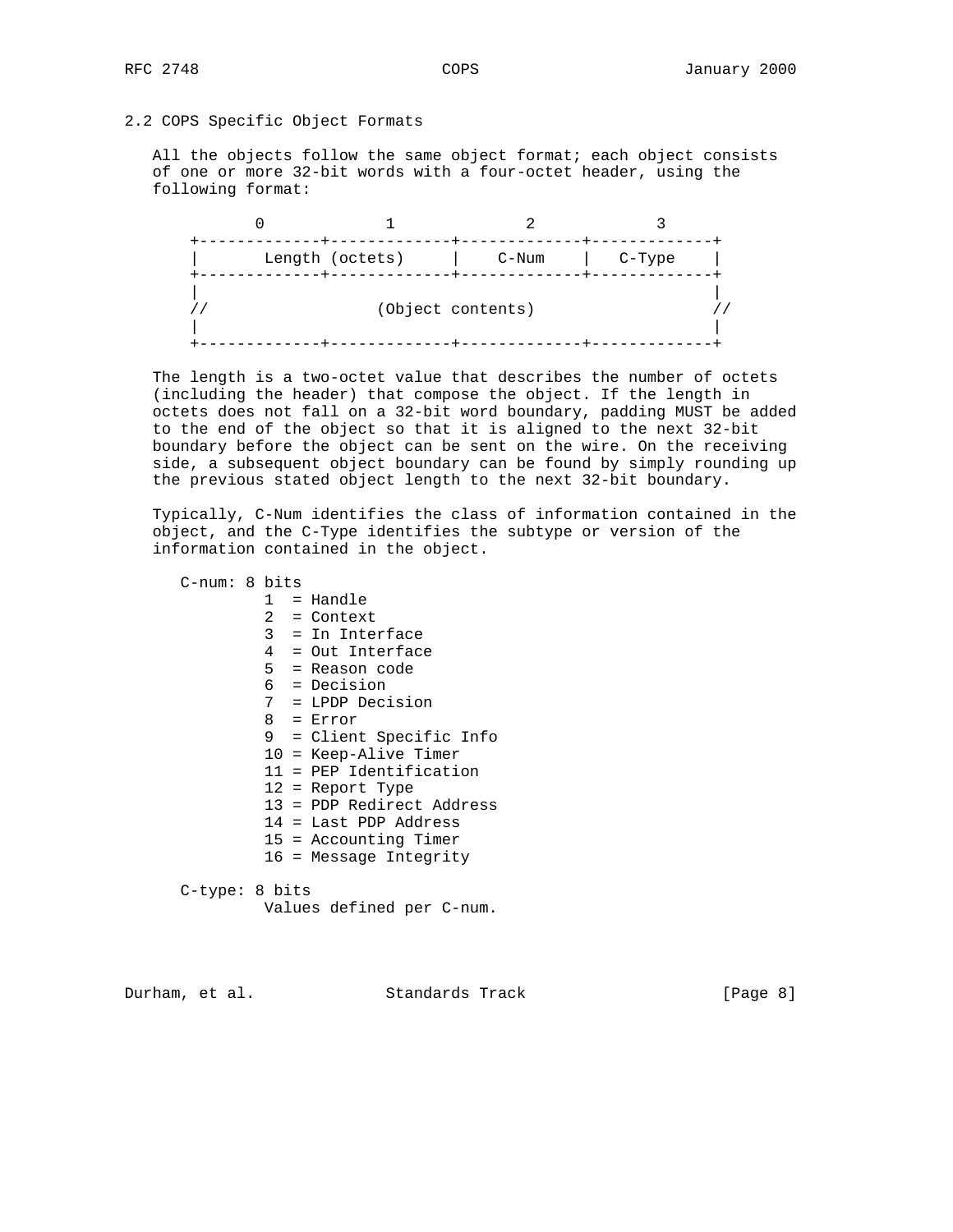### 2.2 COPS Specific Object Formats

All the objects follow the same object format; each object consists of one or more 32-bit words with a four-octet header, using the following format:

```
        0             1              2             3
  +-------------+-------------+-------------+-------------+
  |       Length (octets)     |    C-Num    |   C-Type    |
  +-------------+-------------+-------------+-------------+
  |                                                       |
  //                  (Object contents)                   //
  |                                                       |
  +-------------+-------------+-------------+-------------+
```

The length is a two-octet value that describes the number of octets (including the header) that compose the object. If the length in octets does not fall on a 32-bit word boundary, padding MUST be added to the end of the object so that it is aligned to the next 32-bit boundary before the object can be sent on the wire. On the receiving side, a subsequent object boundary can be found by simply rounding up the previous stated object length to the next 32-bit boundary.

Typically, C-Num identifies the class of information contained in the object, and the C-Type identifies the subtype or version of the information contained in the object.

```
   C-num: 8 bits
            1  = Handle
            2  = Context
            3  = In Interface
            4  = Out Interface
            5  = Reason code
            6  = Decision
            7  = LPDP Decision
            8  = Error
            9  = Client Specific Info
            10 = Keep-Alive Timer
            11 = PEP Identification
            12 = Report Type
            13 = PDP Redirect Address
            14 = Last PDP Address
            15 = Accounting Timer
            16 = Message Integrity

   C-type: 8 bits
            Values defined per C-num.
```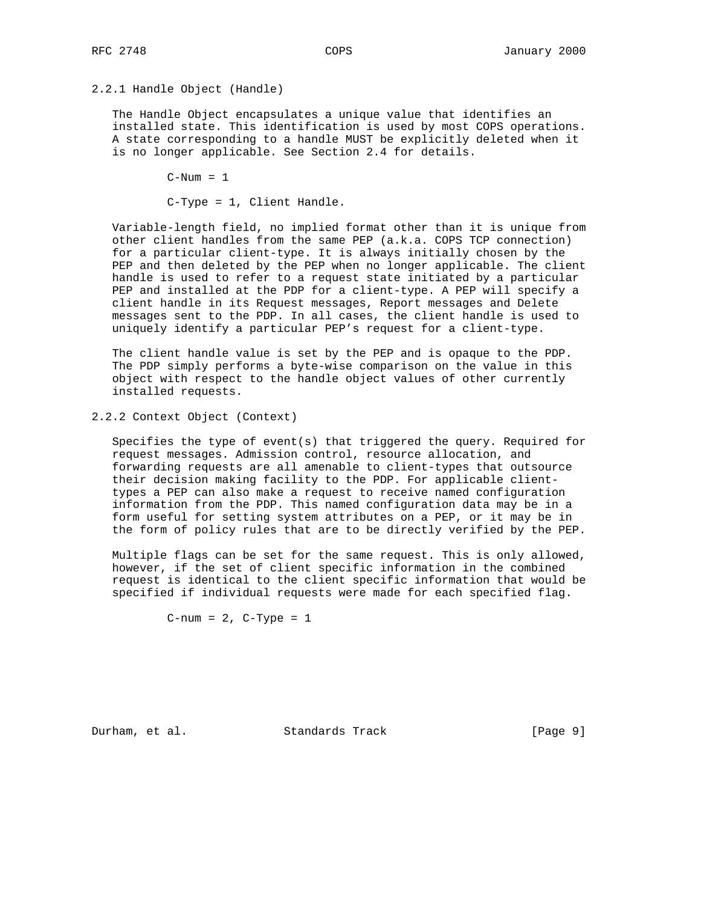### 2.2.1 Handle Object (Handle)

The Handle Object encapsulates a unique value that identifies an installed state. This identification is used by most COPS operations. A state corresponding to a handle MUST be explicitly deleted when it is no longer applicable. See Section 2.4 for details.

C-Num = 1

C-Type = 1, Client Handle.

Variable-length field, no implied format other than it is unique from other client handles from the same PEP (a.k.a. COPS TCP connection) for a particular client-type. It is always initially chosen by the PEP and then deleted by the PEP when no longer applicable. The client handle is used to refer to a request state initiated by a particular PEP and installed at the PDP for a client-type. A PEP will specify a client handle in its Request messages, Report messages and Delete messages sent to the PDP. In all cases, the client handle is used to uniquely identify a particular PEP's request for a client-type.

The client handle value is set by the PEP and is opaque to the PDP. The PDP simply performs a byte-wise comparison on the value in this object with respect to the handle object values of other currently installed requests.

### 2.2.2 Context Object (Context)

Specifies the type of event(s) that triggered the query. Required for request messages. Admission control, resource allocation, and forwarding requests are all amenable to client-types that outsource their decision making facility to the PDP. For applicable client-types a PEP can also make a request to receive named configuration information from the PDP. This named configuration data may be in a form useful for setting system attributes on a PEP, or it may be in the form of policy rules that are to be directly verified by the PEP.

Multiple flags can be set for the same request. This is only allowed, however, if the set of client specific information in the combined request is identical to the client specific information that would be specified if individual requests were made for each specified flag.

C-num = 2, C-Type = 1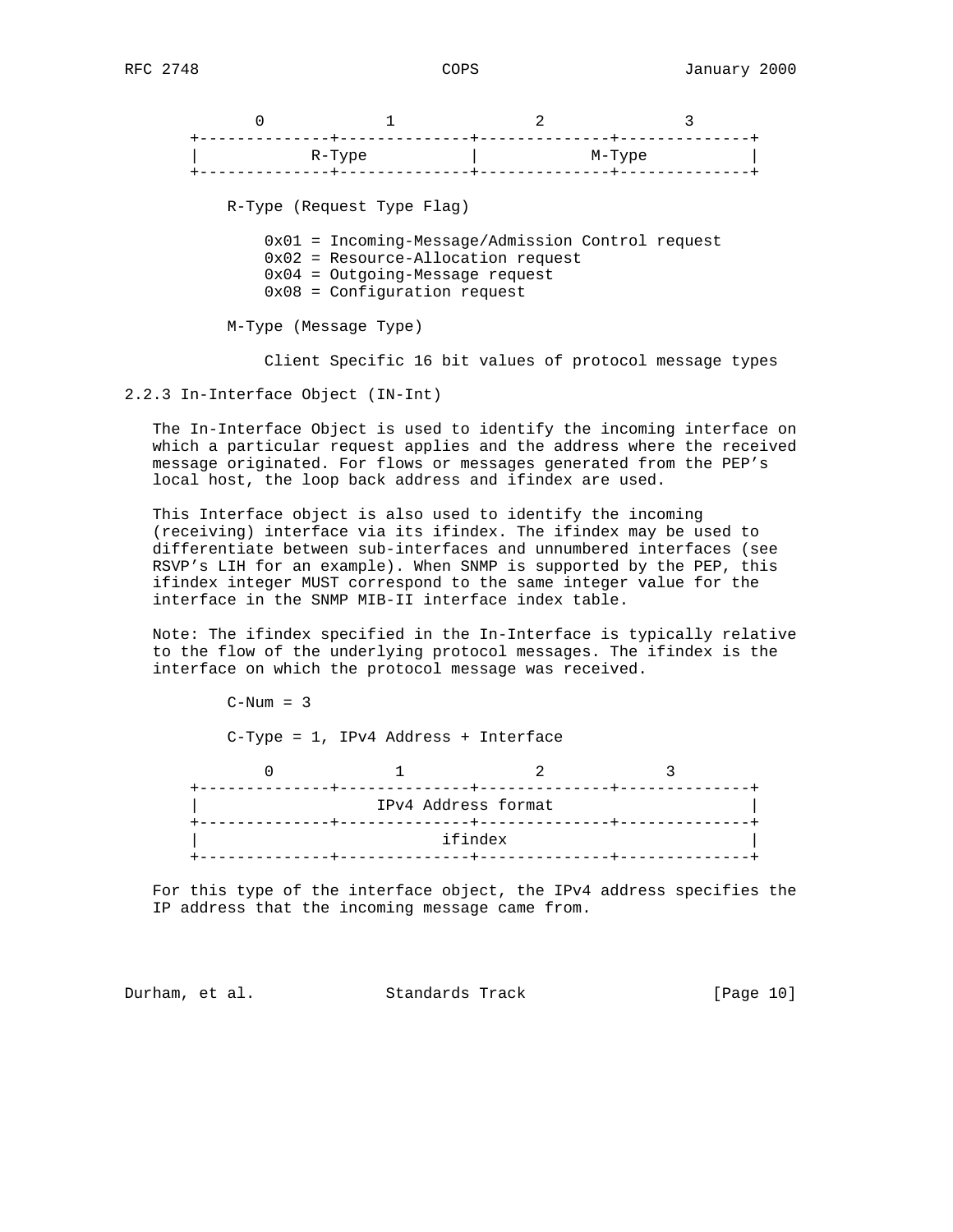```
       0             1              2             3
+--------------+--------------+--------------+--------------+
|            R-Type           |           M-Type            |
+--------------+--------------+--------------+--------------+
```

R-Type (Request Type Flag)

0x01 = Incoming-Message/Admission Control request
0x02 = Resource-Allocation request
0x04 = Outgoing-Message request
0x08 = Configuration request

M-Type (Message Type)

Client Specific 16 bit values of protocol message types

### 2.2.3 In-Interface Object (IN-Int)

The In-Interface Object is used to identify the incoming interface on which a particular request applies and the address where the received message originated. For flows or messages generated from the PEP's local host, the loop back address and ifindex are used.

This Interface object is also used to identify the incoming (receiving) interface via its ifindex. The ifindex may be used to differentiate between sub-interfaces and unnumbered interfaces (see RSVP's LIH for an example). When SNMP is supported by the PEP, this ifindex integer MUST correspond to the same integer value for the interface in the SNMP MIB-II interface index table.

Note: The ifindex specified in the In-Interface is typically relative to the flow of the underlying protocol messages. The ifindex is the interface on which the protocol message was received.

C-Num = 3

C-Type = 1, IPv4 Address + Interface

```
        0             1              2             3
+--------------+--------------+--------------+--------------+
|                   IPv4 Address format                     |
+--------------+--------------+--------------+--------------+
|                          ifindex                          |
+--------------+--------------+--------------+--------------+
```

For this type of the interface object, the IPv4 address specifies the IP address that the incoming message came from.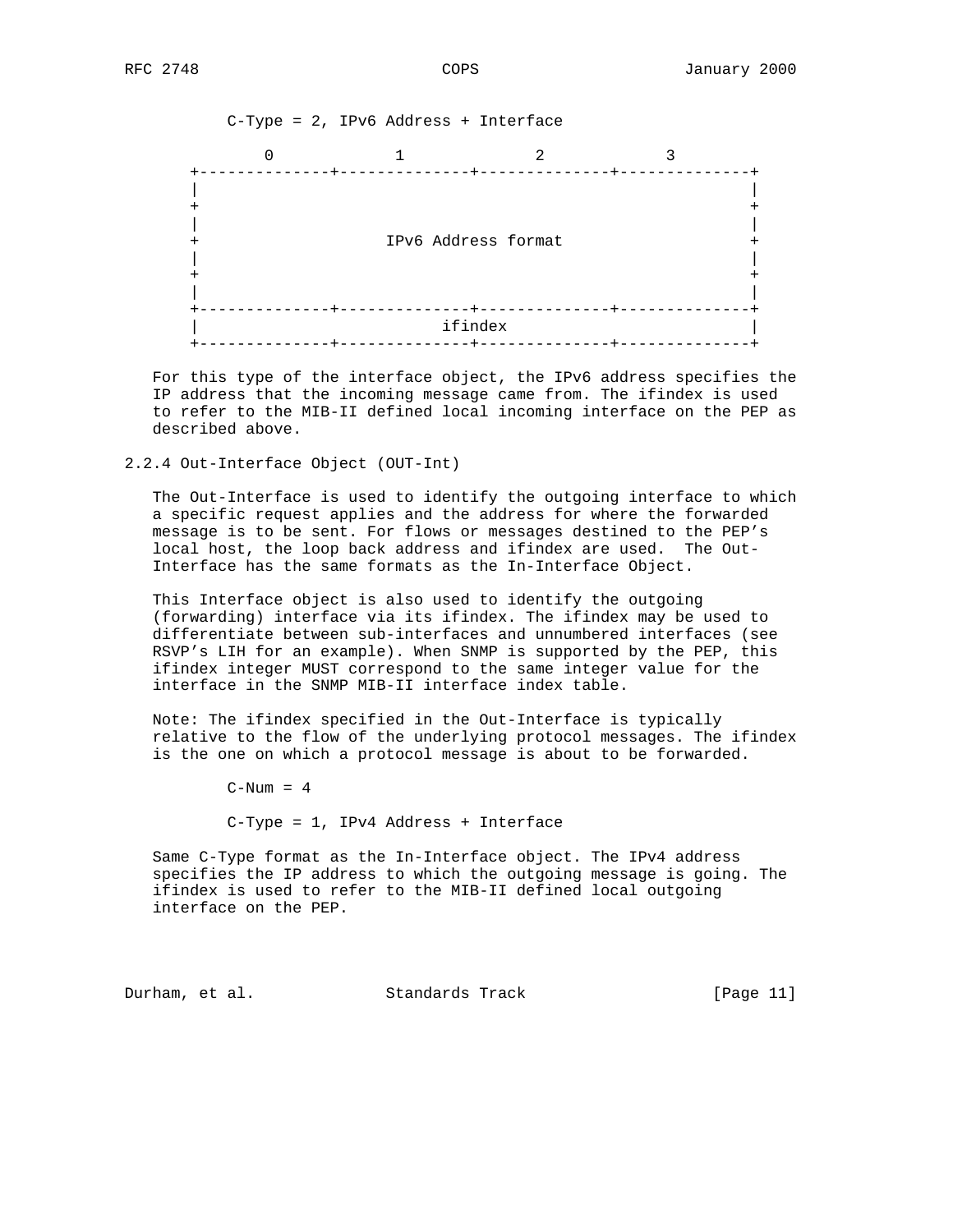C-Type = 2, IPv6 Address + Interface

```
        0             1              2             3
+--------------+--------------+--------------+--------------+
|                                                           |
+                                                           +
|                                                           |
+                    IPv6 Address format                    +
|                                                           |
+                                                           +
|                                                           |
+--------------+--------------+--------------+--------------+
|                          ifindex                          |
+--------------+--------------+--------------+--------------+
```

For this type of the interface object, the IPv6 address specifies the IP address that the incoming message came from. The ifindex is used to refer to the MIB-II defined local incoming interface on the PEP as described above.

### 2.2.4 Out-Interface Object (OUT-Int)

The Out-Interface is used to identify the outgoing interface to which a specific request applies and the address for where the forwarded message is to be sent. For flows or messages destined to the PEP's local host, the loop back address and ifindex are used. The Out-Interface has the same formats as the In-Interface Object.

This Interface object is also used to identify the outgoing (forwarding) interface via its ifindex. The ifindex may be used to differentiate between sub-interfaces and unnumbered interfaces (see RSVP's LIH for an example). When SNMP is supported by the PEP, this ifindex integer MUST correspond to the same integer value for the interface in the SNMP MIB-II interface index table.

Note: The ifindex specified in the Out-Interface is typically relative to the flow of the underlying protocol messages. The ifindex is the one on which a protocol message is about to be forwarded.

C-Num = 4

C-Type = 1, IPv4 Address + Interface

Same C-Type format as the In-Interface object. The IPv4 address specifies the IP address to which the outgoing message is going. The ifindex is used to refer to the MIB-II defined local outgoing interface on the PEP.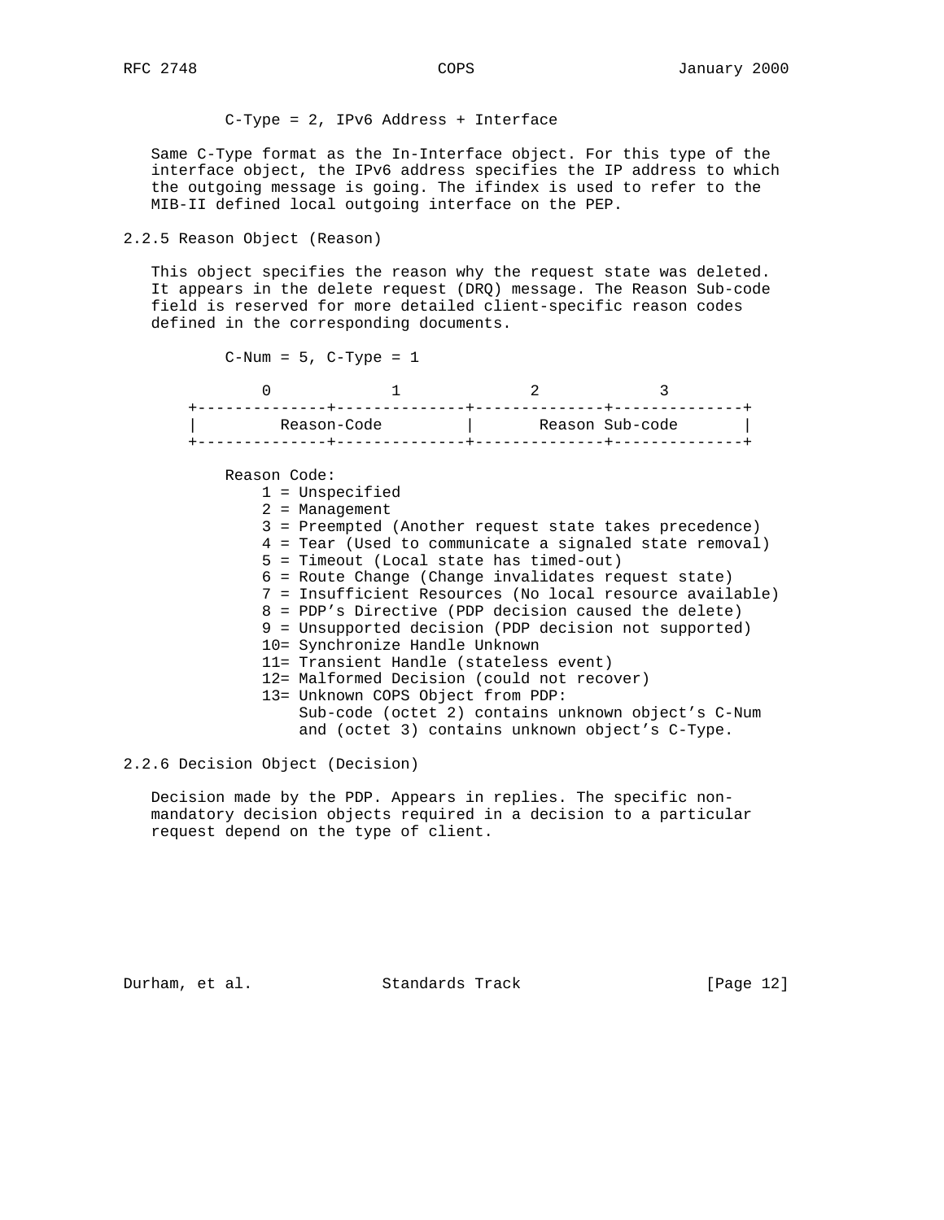C-Type = 2, IPv6 Address + Interface

Same C-Type format as the In-Interface object. For this type of the interface object, the IPv6 address specifies the IP address to which the outgoing message is going. The ifindex is used to refer to the MIB-II defined local outgoing interface on the PEP.

### 2.2.5 Reason Object (Reason)

This object specifies the reason why the request state was deleted. It appears in the delete request (DRQ) message. The Reason Sub-code field is reserved for more detailed client-specific reason codes defined in the corresponding documents.

C-Num = 5, C-Type = 1

```
        0             1              2              3
+--------------+--------------+--------------+--------------+
|         Reason-Code         |       Reason Sub-code       |
+--------------+--------------+--------------+--------------+
```

Reason Code:
- 1 = Unspecified
- 2 = Management
- 3 = Preempted (Another request state takes precedence)
- 4 = Tear (Used to communicate a signaled state removal)
- 5 = Timeout (Local state has timed-out)
- 6 = Route Change (Change invalidates request state)
- 7 = Insufficient Resources (No local resource available)
- 8 = PDP's Directive (PDP decision caused the delete)
- 9 = Unsupported decision (PDP decision not supported)
- 10= Synchronize Handle Unknown
- 11= Transient Handle (stateless event)
- 12= Malformed Decision (could not recover)
- 13= Unknown COPS Object from PDP:
  Sub-code (octet 2) contains unknown object's C-Num and (octet 3) contains unknown object's C-Type.

### 2.2.6 Decision Object (Decision)

Decision made by the PDP. Appears in replies. The specific non-mandatory decision objects required in a decision to a particular request depend on the type of client.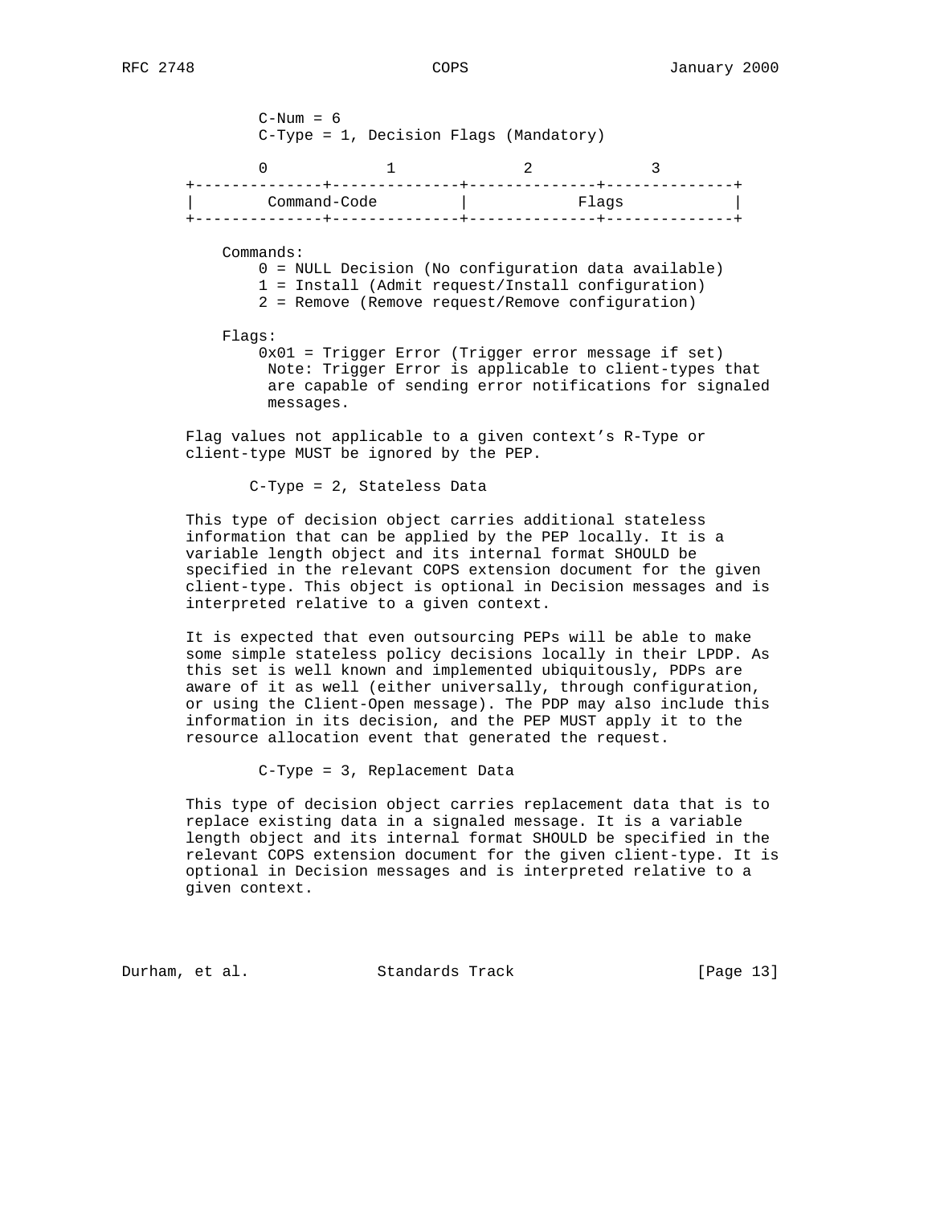C-Num = 6
C-Type = 1, Decision Flags (Mandatory)

```
        0             1              2             3
+--------------+--------------+--------------+--------------+
|        Command-Code         |            Flags            |
+--------------+--------------+--------------+--------------+
```

Commands:
- 0 = NULL Decision (No configuration data available)
- 1 = Install (Admit request/Install configuration)
- 2 = Remove (Remove request/Remove configuration)

Flags:
- 0x01 = Trigger Error (Trigger error message if set)
  Note: Trigger Error is applicable to client-types that are capable of sending error notifications for signaled messages.

Flag values not applicable to a given context's R-Type or client-type MUST be ignored by the PEP.

C-Type = 2, Stateless Data

This type of decision object carries additional stateless information that can be applied by the PEP locally. It is a variable length object and its internal format SHOULD be specified in the relevant COPS extension document for the given client-type. This object is optional in Decision messages and is interpreted relative to a given context.

It is expected that even outsourcing PEPs will be able to make some simple stateless policy decisions locally in their LPDP. As this set is well known and implemented ubiquitously, PDPs are aware of it as well (either universally, through configuration, or using the Client-Open message). The PDP may also include this information in its decision, and the PEP MUST apply it to the resource allocation event that generated the request.

C-Type = 3, Replacement Data

This type of decision object carries replacement data that is to replace existing data in a signaled message. It is a variable length object and its internal format SHOULD be specified in the relevant COPS extension document for the given client-type. It is optional in Decision messages and is interpreted relative to a given context.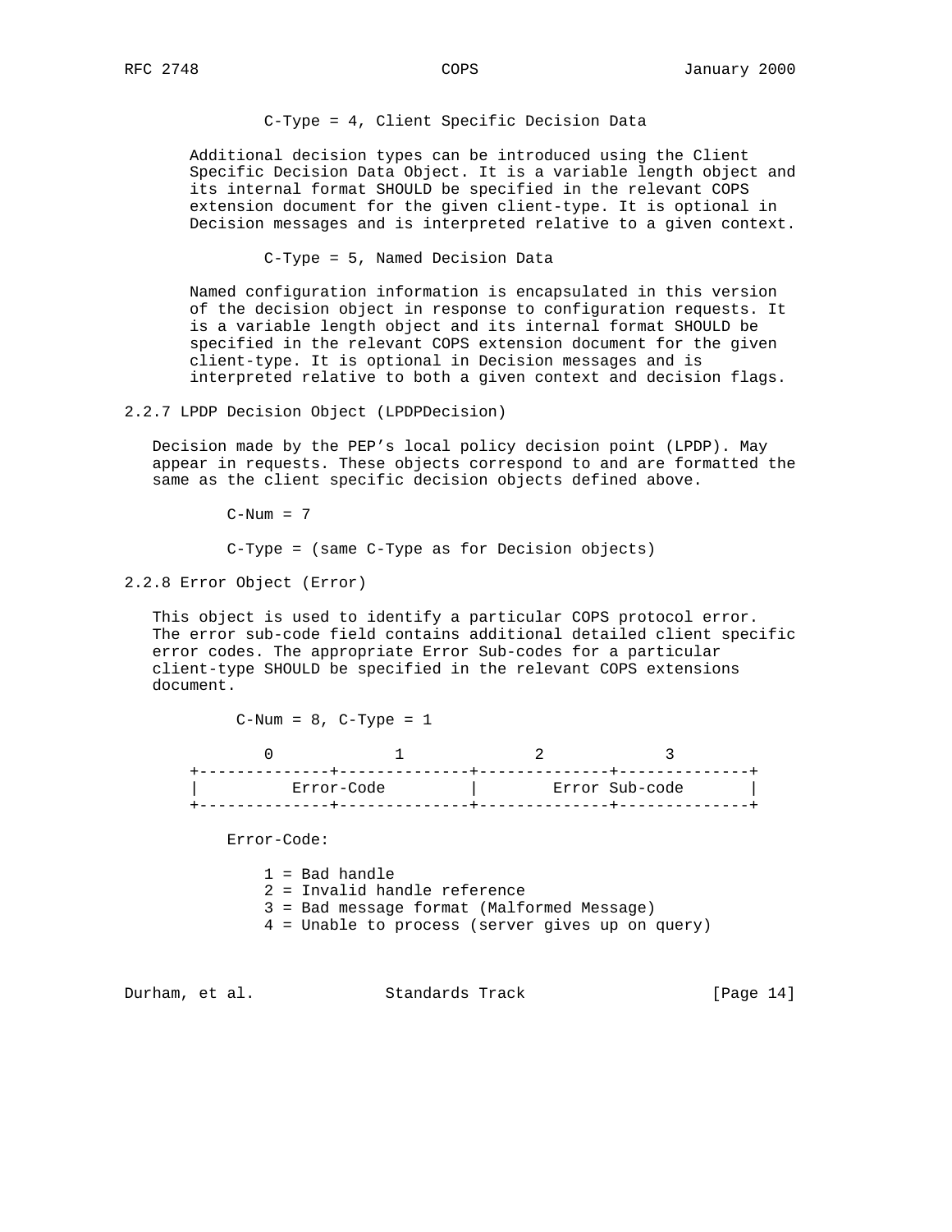C-Type = 4, Client Specific Decision Data

Additional decision types can be introduced using the Client Specific Decision Data Object. It is a variable length object and its internal format SHOULD be specified in the relevant COPS extension document for the given client-type. It is optional in Decision messages and is interpreted relative to a given context.

C-Type = 5, Named Decision Data

Named configuration information is encapsulated in this version of the decision object in response to configuration requests. It is a variable length object and its internal format SHOULD be specified in the relevant COPS extension document for the given client-type. It is optional in Decision messages and is interpreted relative to both a given context and decision flags.

### 2.2.7 LPDP Decision Object (LPDPDecision)

Decision made by the PEP's local policy decision point (LPDP). May appear in requests. These objects correspond to and are formatted the same as the client specific decision objects defined above.

C-Num = 7

C-Type = (same C-Type as for Decision objects)

### 2.2.8 Error Object (Error)

This object is used to identify a particular COPS protocol error. The error sub-code field contains additional detailed client specific error codes. The appropriate Error Sub-codes for a particular client-type SHOULD be specified in the relevant COPS extensions document.

C-Num = 8, C-Type = 1

```
       0             1              2             3
+--------------+--------------+--------------+--------------+
|         Error-Code          |        Error Sub-code       |
+--------------+--------------+--------------+--------------+
```

Error-Code:

```
1 = Bad handle
2 = Invalid handle reference
3 = Bad message format (Malformed Message)
4 = Unable to process (server gives up on query)
```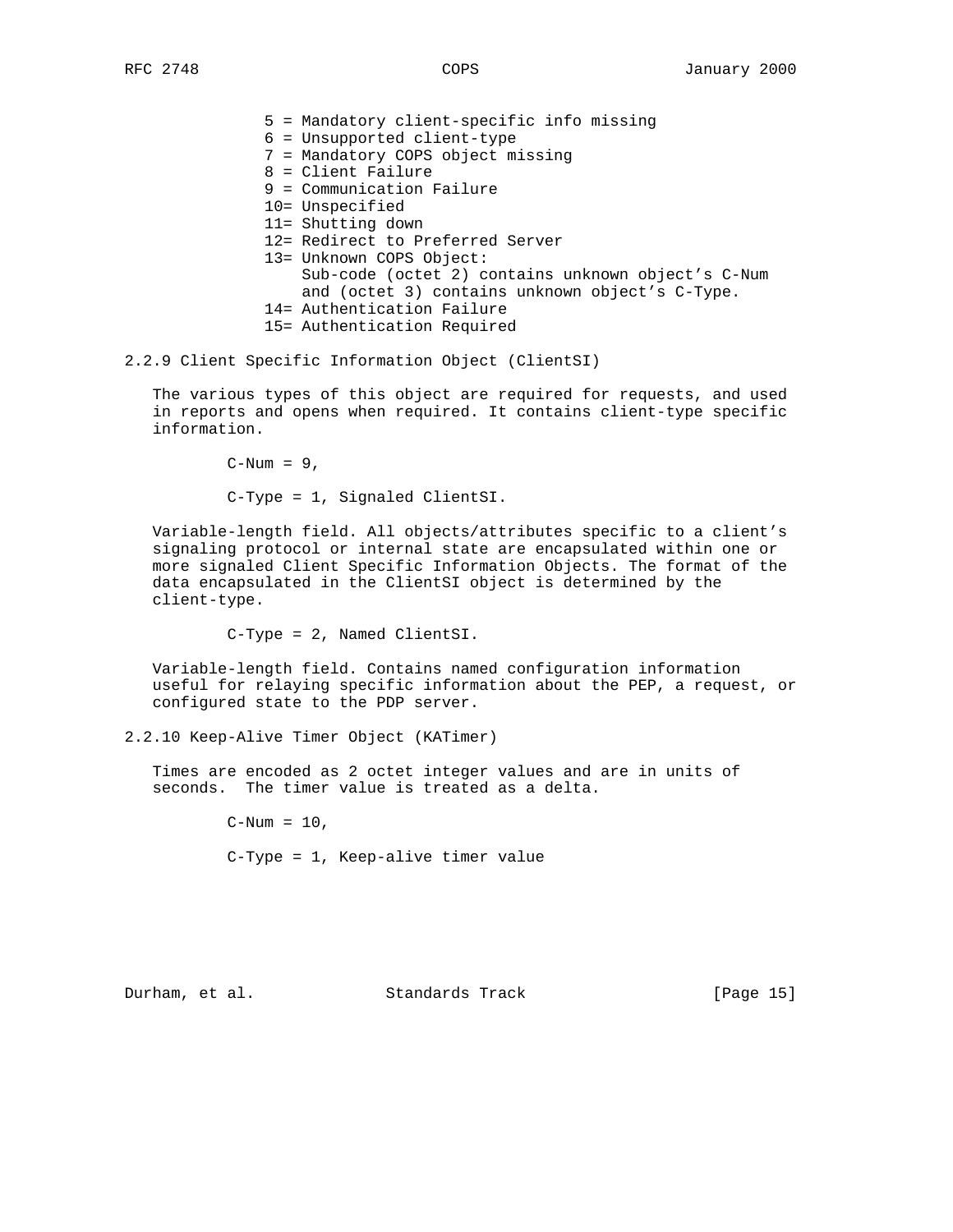5 = Mandatory client-specific info missing
6 = Unsupported client-type
7 = Mandatory COPS object missing
8 = Client Failure
9 = Communication Failure
10= Unspecified
11= Shutting down
12= Redirect to Preferred Server
13= Unknown COPS Object:
    Sub-code (octet 2) contains unknown object’s C-Num
    and (octet 3) contains unknown object’s C-Type.
14= Authentication Failure
15= Authentication Required

### 2.2.9 Client Specific Information Object (ClientSI)

The various types of this object are required for requests, and used in reports and opens when required. It contains client-type specific information.

C-Num = 9,

C-Type = 1, Signaled ClientSI.

Variable-length field. All objects/attributes specific to a client’s signaling protocol or internal state are encapsulated within one or more signaled Client Specific Information Objects. The format of the data encapsulated in the ClientSI object is determined by the client-type.

C-Type = 2, Named ClientSI.

Variable-length field. Contains named configuration information useful for relaying specific information about the PEP, a request, or configured state to the PDP server.

### 2.2.10 Keep-Alive Timer Object (KATimer)

Times are encoded as 2 octet integer values and are in units of seconds. The timer value is treated as a delta.

C-Num = 10,

C-Type = 1, Keep-alive timer value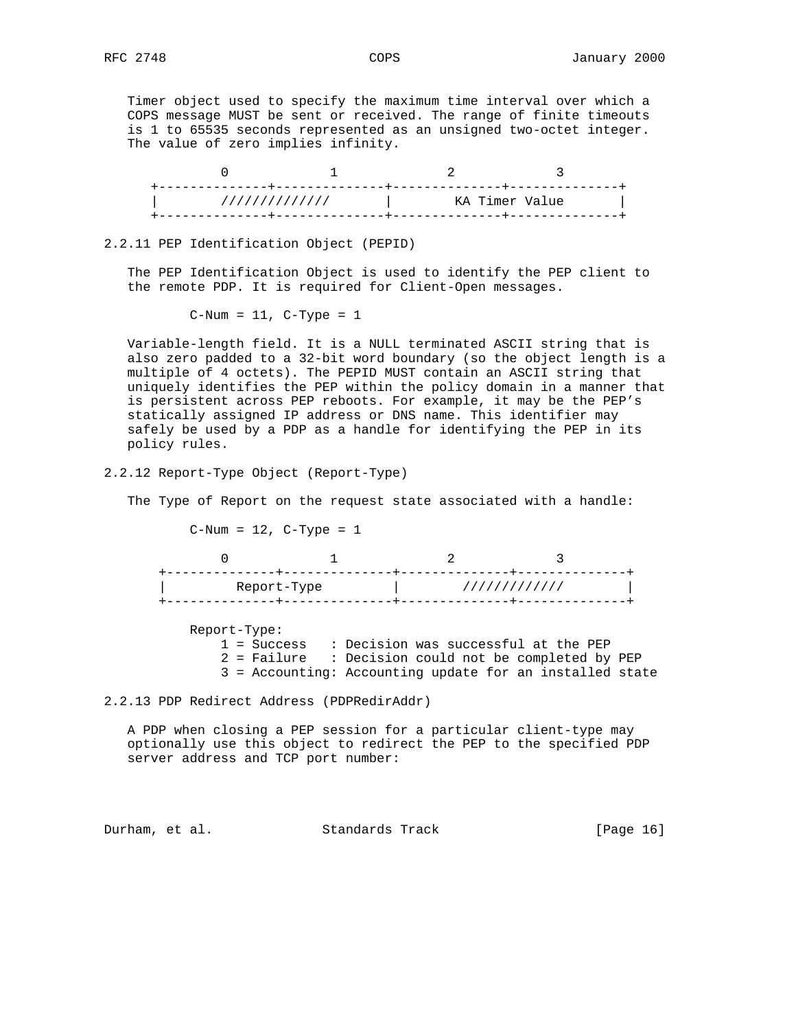Timer object used to specify the maximum time interval over which a COPS message MUST be sent or received. The range of finite timeouts is 1 to 65535 seconds represented as an unsigned two-octet integer. The value of zero implies infinity.

```
          0             1              2             3
    +--------------+--------------+--------------+--------------+
    |        //////////////       |        KA Timer Value       |
    +--------------+--------------+--------------+--------------+
```

### 2.2.11 PEP Identification Object (PEPID)

The PEP Identification Object is used to identify the PEP client to the remote PDP. It is required for Client-Open messages.

C-Num = 11, C-Type = 1

Variable-length field. It is a NULL terminated ASCII string that is also zero padded to a 32-bit word boundary (so the object length is a multiple of 4 octets). The PEPID MUST contain an ASCII string that uniquely identifies the PEP within the policy domain in a manner that is persistent across PEP reboots. For example, it may be the PEP's statically assigned IP address or DNS name. This identifier may safely be used by a PDP as a handle for identifying the PEP in its policy rules.

### 2.2.12 Report-Type Object (Report-Type)

The Type of Report on the request state associated with a handle:

C-Num = 12, C-Type = 1

```
          0             1              2             3
     +--------------+--------------+--------------+--------------+
     |         Report-Type         |        /////////////        |
     +--------------+--------------+--------------+--------------+
```

Report-Type:
- 1 = Success   : Decision was successful at the PEP
- 2 = Failure   : Decision could not be completed by PEP
- 3 = Accounting: Accounting update for an installed state

### 2.2.13 PDP Redirect Address (PDPRedirAddr)

A PDP when closing a PEP session for a particular client-type may optionally use this object to redirect the PEP to the specified PDP server address and TCP port number: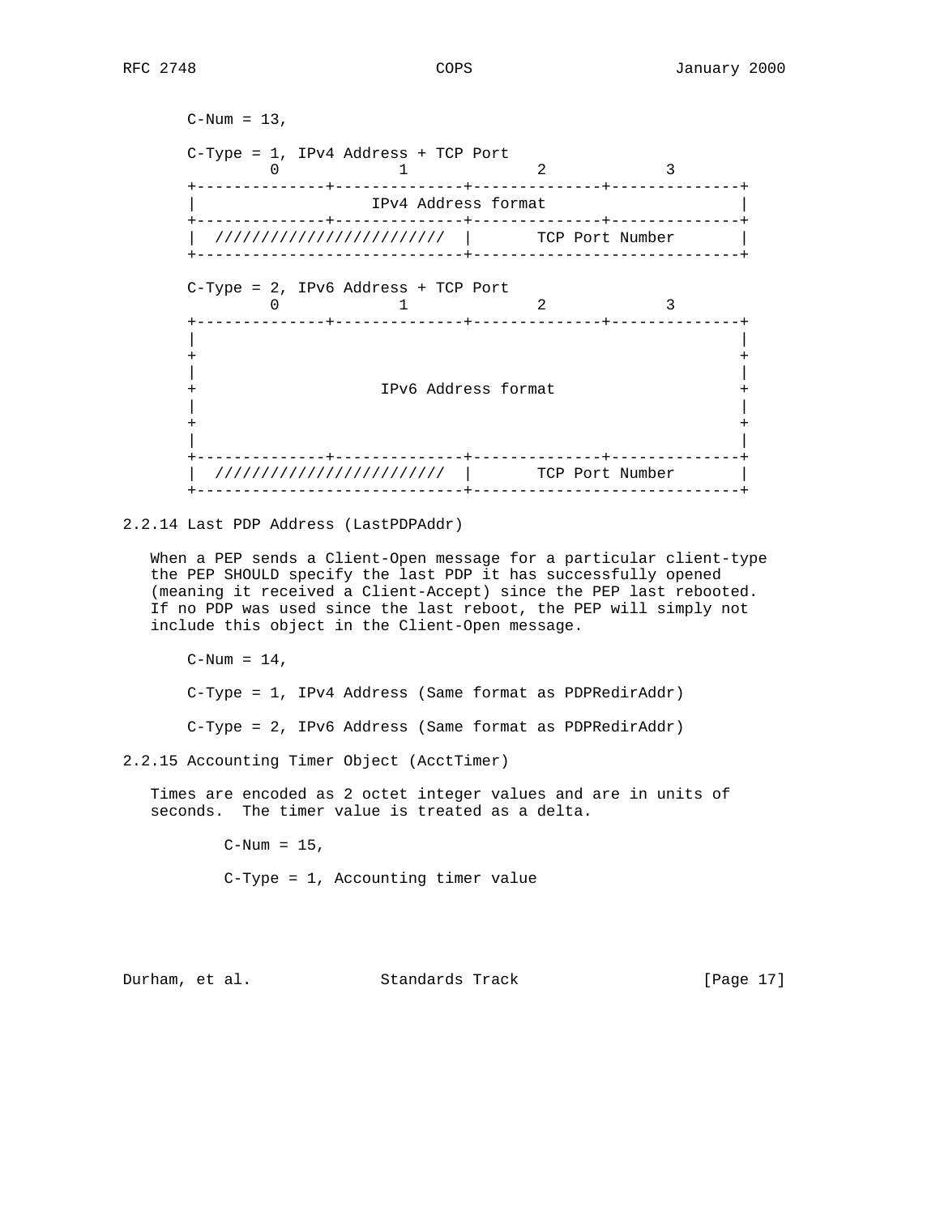C-Num = 13,

C-Type = 1, IPv4 Address + TCP Port

```
        0             1              2             3
+--------------+--------------+--------------+--------------+
|                   IPv4 Address format                     |
+--------------+--------------+--------------+--------------+
|  ////////////////////////// |       TCP Port Number       |
+-----------------------------+-----------------------------+
```

C-Type = 2, IPv6 Address + TCP Port

```
        0             1              2             3
+--------------+--------------+--------------+--------------+
|                                                           |
+                                                           +
|                                                           |
+                    IPv6 Address format                    +
|                                                           |
+                                                           +
|                                                           |
+--------------+--------------+--------------+--------------+
|  ////////////////////////// |       TCP Port Number       |
+-----------------------------+-----------------------------+
```

### 2.2.14 Last PDP Address (LastPDPAddr)

When a PEP sends a Client-Open message for a particular client-type the PEP SHOULD specify the last PDP it has successfully opened (meaning it received a Client-Accept) since the PEP last rebooted. If no PDP was used since the last reboot, the PEP will simply not include this object in the Client-Open message.

C-Num = 14,

C-Type = 1, IPv4 Address (Same format as PDPRedirAddr)

C-Type = 2, IPv6 Address (Same format as PDPRedirAddr)

### 2.2.15 Accounting Timer Object (AcctTimer)

Times are encoded as 2 octet integer values and are in units of seconds. The timer value is treated as a delta.

C-Num = 15,

C-Type = 1, Accounting timer value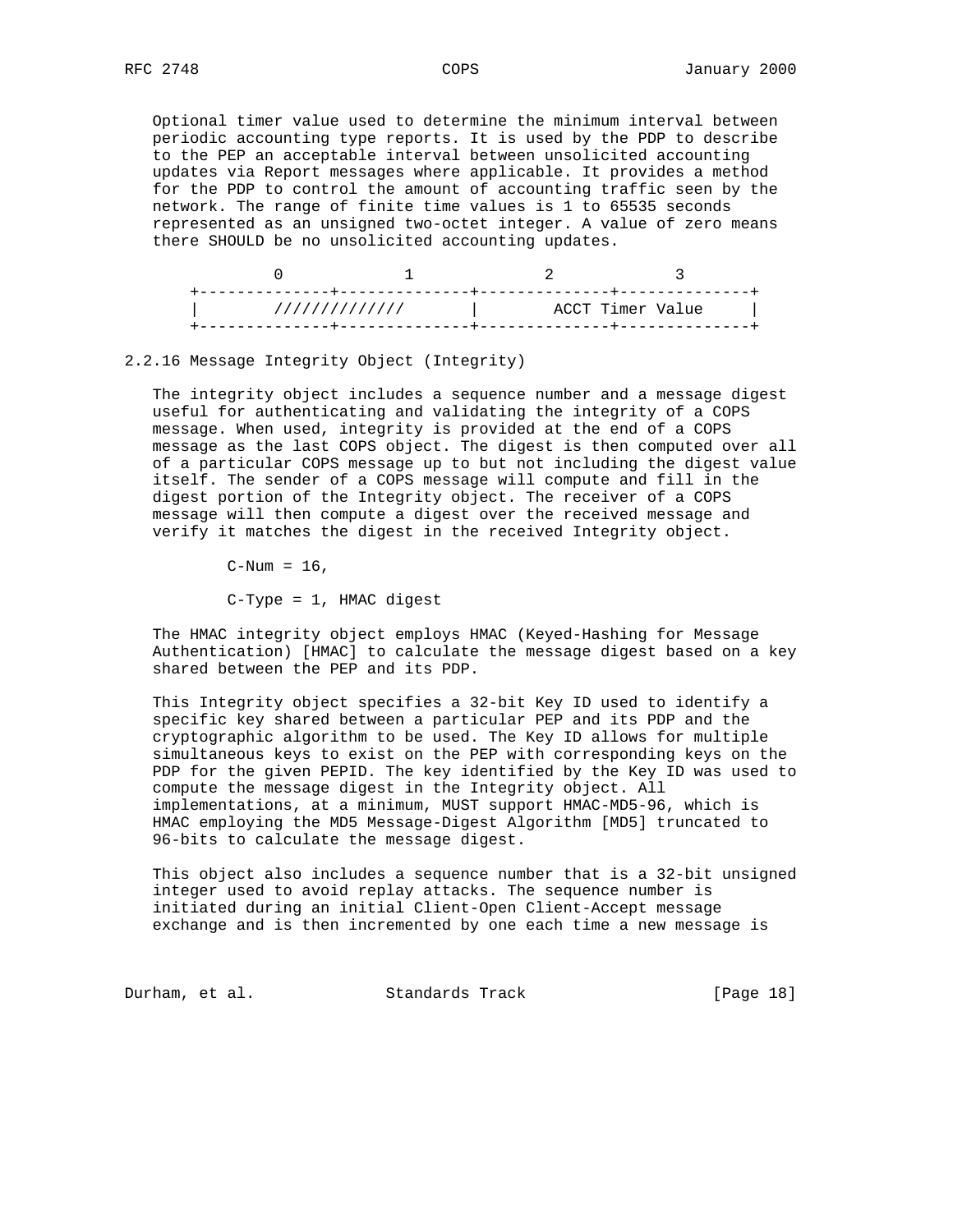Optional timer value used to determine the minimum interval between periodic accounting type reports. It is used by the PDP to describe to the PEP an acceptable interval between unsolicited accounting updates via Report messages where applicable. It provides a method for the PDP to control the amount of accounting traffic seen by the network. The range of finite time values is 1 to 65535 seconds represented as an unsigned two-octet integer. A value of zero means there SHOULD be no unsolicited accounting updates.

```
          0             1              2             3
     +--------------+--------------+--------------+--------------+
     |        /////////////        |        ACCT Timer Value     |
     +--------------+--------------+--------------+--------------+
```

### 2.2.16 Message Integrity Object (Integrity)

The integrity object includes a sequence number and a message digest useful for authenticating and validating the integrity of a COPS message. When used, integrity is provided at the end of a COPS message as the last COPS object. The digest is then computed over all of a particular COPS message up to but not including the digest value itself. The sender of a COPS message will compute and fill in the digest portion of the Integrity object. The receiver of a COPS message will then compute a digest over the received message and verify it matches the digest in the received Integrity object.

C-Num = 16,

C-Type = 1, HMAC digest

The HMAC integrity object employs HMAC (Keyed-Hashing for Message Authentication) [HMAC] to calculate the message digest based on a key shared between the PEP and its PDP.

This Integrity object specifies a 32-bit Key ID used to identify a specific key shared between a particular PEP and its PDP and the cryptographic algorithm to be used. The Key ID allows for multiple simultaneous keys to exist on the PEP with corresponding keys on the PDP for the given PEPID. The key identified by the Key ID was used to compute the message digest in the Integrity object. All implementations, at a minimum, MUST support HMAC-MD5-96, which is HMAC employing the MD5 Message-Digest Algorithm [MD5] truncated to 96-bits to calculate the message digest.

This object also includes a sequence number that is a 32-bit unsigned integer used to avoid replay attacks. The sequence number is initiated during an initial Client-Open Client-Accept message exchange and is then incremented by one each time a new message is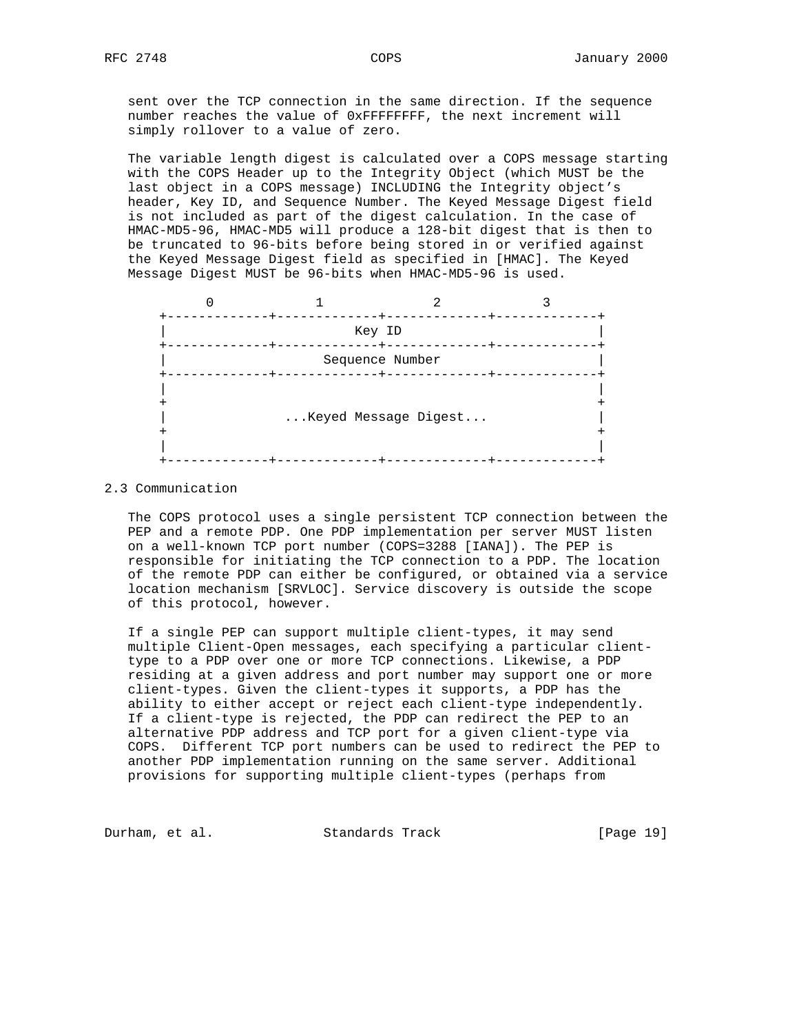sent over the TCP connection in the same direction. If the sequence number reaches the value of 0xFFFFFFFF, the next increment will simply rollover to a value of zero.

The variable length digest is calculated over a COPS message starting with the COPS Header up to the Integrity Object (which MUST be the last object in a COPS message) INCLUDING the Integrity object's header, Key ID, and Sequence Number. The Keyed Message Digest field is not included as part of the digest calculation. In the case of HMAC-MD5-96, HMAC-MD5 will produce a 128-bit digest that is then to be truncated to 96-bits before being stored in or verified against the Keyed Message Digest field as specified in [HMAC]. The Keyed Message Digest MUST be 96-bits when HMAC-MD5-96 is used.

```
       0             1             2             3
+-------------+-------------+-------------+-------------+
|                          Key ID                       |
+-------------+-------------+-------------+-------------+
|                    Sequence Number                    |
+-------------+-------------+-------------+-------------+
|                                                       |
+                                                       +
|                ...Keyed Message Digest...             |
+                                                       +
|                                                       |
+-------------+-------------+-------------+-------------+
```

## 2.3 Communication

The COPS protocol uses a single persistent TCP connection between the PEP and a remote PDP. One PDP implementation per server MUST listen on a well-known TCP port number (COPS=3288 [IANA]). The PEP is responsible for initiating the TCP connection to a PDP. The location of the remote PDP can either be configured, or obtained via a service location mechanism [SRVLOC]. Service discovery is outside the scope of this protocol, however.

If a single PEP can support multiple client-types, it may send multiple Client-Open messages, each specifying a particular client-type to a PDP over one or more TCP connections. Likewise, a PDP residing at a given address and port number may support one or more client-types. Given the client-types it supports, a PDP has the ability to either accept or reject each client-type independently. If a client-type is rejected, the PDP can redirect the PEP to an alternative PDP address and TCP port for a given client-type via COPS. Different TCP port numbers can be used to redirect the PEP to another PDP implementation running on the same server. Additional provisions for supporting multiple client-types (perhaps from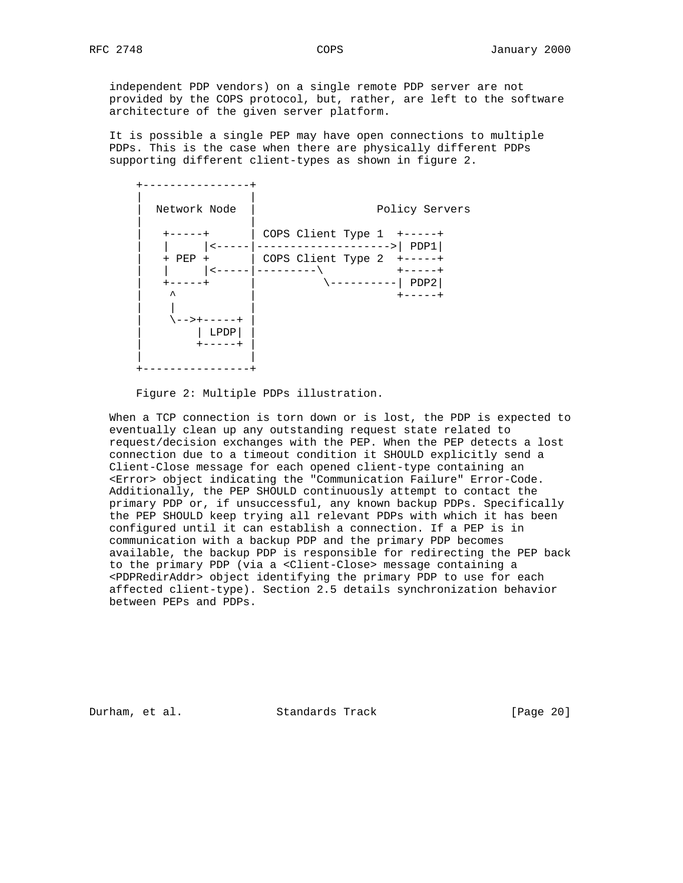independent PDP vendors) on a single remote PDP server are not provided by the COPS protocol, but, rather, are left to the software architecture of the given server platform.

It is possible a single PEP may have open connections to multiple PDPs. This is the case when there are physically different PDPs supporting different client-types as shown in figure 2.

```
+----------------+
|                |
|  Network Node  |                  Policy Servers
|                |
|   +-----+      | COPS Client Type 1  +-----+
|   |     |<-----|-------------------->| PDP1|
|   + PEP +      | COPS Client Type 2  +-----+
|   |     |<-----|---------\           +-----+
|   +-----+      |          \----------| PDP2|
|    ^           |                     +-----+
|    |           |
|    \-->+-----+ |
|        | LPDP| |
|        +-----+ |
|                |
+----------------+
```

Figure 2: Multiple PDPs illustration.

When a TCP connection is torn down or is lost, the PDP is expected to eventually clean up any outstanding request state related to request/decision exchanges with the PEP. When the PEP detects a lost connection due to a timeout condition it SHOULD explicitly send a Client-Close message for each opened client-type containing an <Error> object indicating the "Communication Failure" Error-Code. Additionally, the PEP SHOULD continuously attempt to contact the primary PDP or, if unsuccessful, any known backup PDPs. Specifically the PEP SHOULD keep trying all relevant PDPs with which it has been configured until it can establish a connection. If a PEP is in communication with a backup PDP and the primary PDP becomes available, the backup PDP is responsible for redirecting the PEP back to the primary PDP (via a <Client-Close> message containing a <PDPRedirAddr> object identifying the primary PDP to use for each affected client-type). Section 2.5 details synchronization behavior between PEPs and PDPs.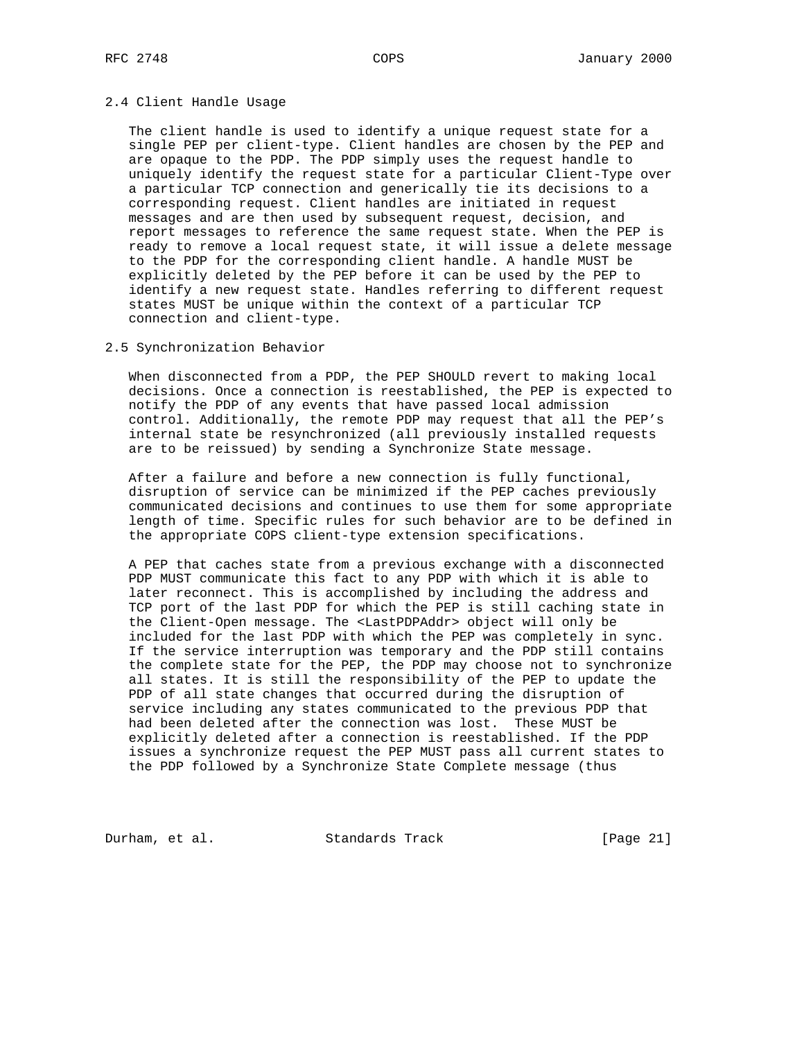### 2.4 Client Handle Usage

The client handle is used to identify a unique request state for a single PEP per client-type. Client handles are chosen by the PEP and are opaque to the PDP. The PDP simply uses the request handle to uniquely identify the request state for a particular Client-Type over a particular TCP connection and generically tie its decisions to a corresponding request. Client handles are initiated in request messages and are then used by subsequent request, decision, and report messages to reference the same request state. When the PEP is ready to remove a local request state, it will issue a delete message to the PDP for the corresponding client handle. A handle MUST be explicitly deleted by the PEP before it can be used by the PEP to identify a new request state. Handles referring to different request states MUST be unique within the context of a particular TCP connection and client-type.

### 2.5 Synchronization Behavior

When disconnected from a PDP, the PEP SHOULD revert to making local decisions. Once a connection is reestablished, the PEP is expected to notify the PDP of any events that have passed local admission control. Additionally, the remote PDP may request that all the PEP's internal state be resynchronized (all previously installed requests are to be reissued) by sending a Synchronize State message.

After a failure and before a new connection is fully functional, disruption of service can be minimized if the PEP caches previously communicated decisions and continues to use them for some appropriate length of time. Specific rules for such behavior are to be defined in the appropriate COPS client-type extension specifications.

A PEP that caches state from a previous exchange with a disconnected PDP MUST communicate this fact to any PDP with which it is able to later reconnect. This is accomplished by including the address and TCP port of the last PDP for which the PEP is still caching state in the Client-Open message. The <LastPDPAddr> object will only be included for the last PDP with which the PEP was completely in sync. If the service interruption was temporary and the PDP still contains the complete state for the PEP, the PDP may choose not to synchronize all states. It is still the responsibility of the PEP to update the PDP of all state changes that occurred during the disruption of service including any states communicated to the previous PDP that had been deleted after the connection was lost. These MUST be explicitly deleted after a connection is reestablished. If the PDP issues a synchronize request the PEP MUST pass all current states to the PDP followed by a Synchronize State Complete message (thus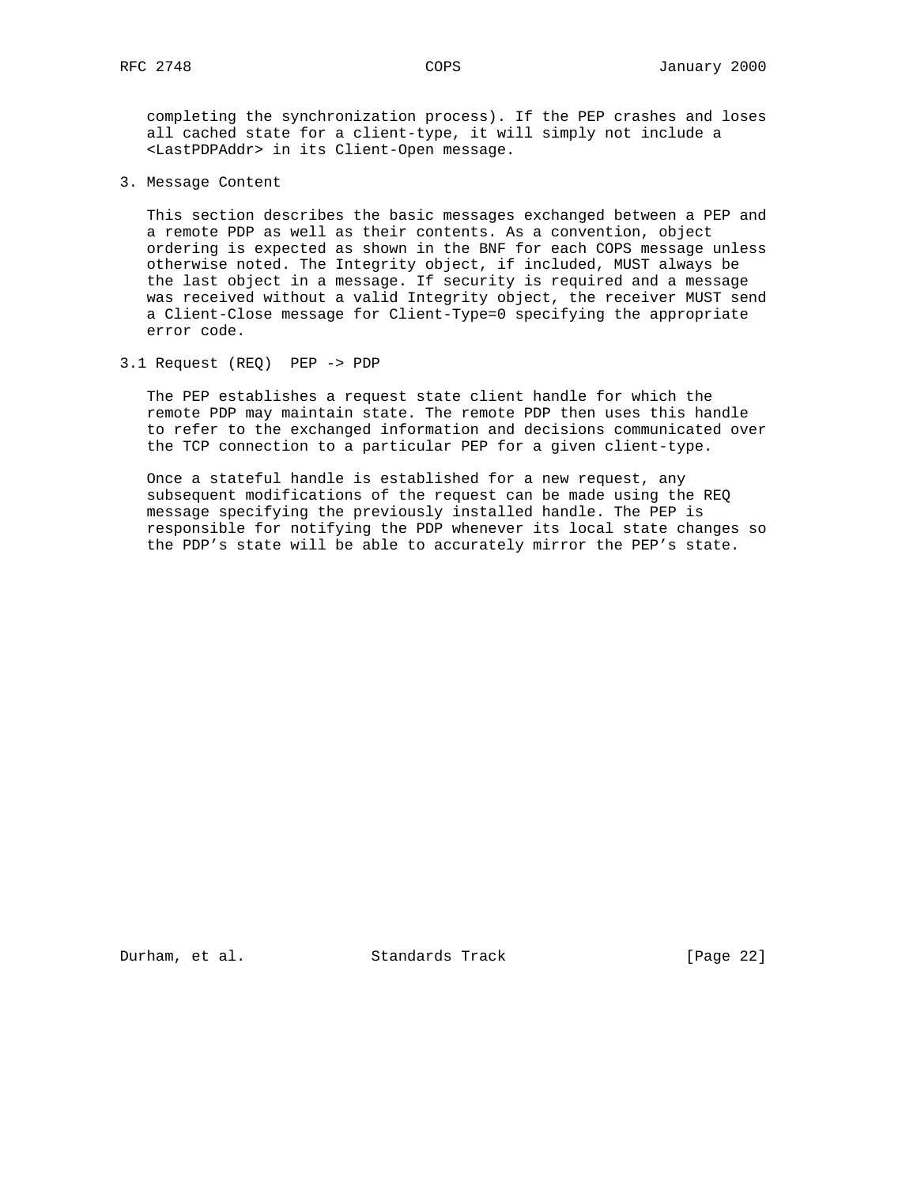completing the synchronization process). If the PEP crashes and loses all cached state for a client-type, it will simply not include a <LastPDPAddr> in its Client-Open message.

## 3. Message Content

This section describes the basic messages exchanged between a PEP and a remote PDP as well as their contents. As a convention, object ordering is expected as shown in the BNF for each COPS message unless otherwise noted. The Integrity object, if included, MUST always be the last object in a message. If security is required and a message was received without a valid Integrity object, the receiver MUST send a Client-Close message for Client-Type=0 specifying the appropriate error code.

### 3.1 Request (REQ)  PEP -> PDP

The PEP establishes a request state client handle for which the remote PDP may maintain state. The remote PDP then uses this handle to refer to the exchanged information and decisions communicated over the TCP connection to a particular PEP for a given client-type.

Once a stateful handle is established for a new request, any subsequent modifications of the request can be made using the REQ message specifying the previously installed handle. The PEP is responsible for notifying the PDP whenever its local state changes so the PDP's state will be able to accurately mirror the PEP's state.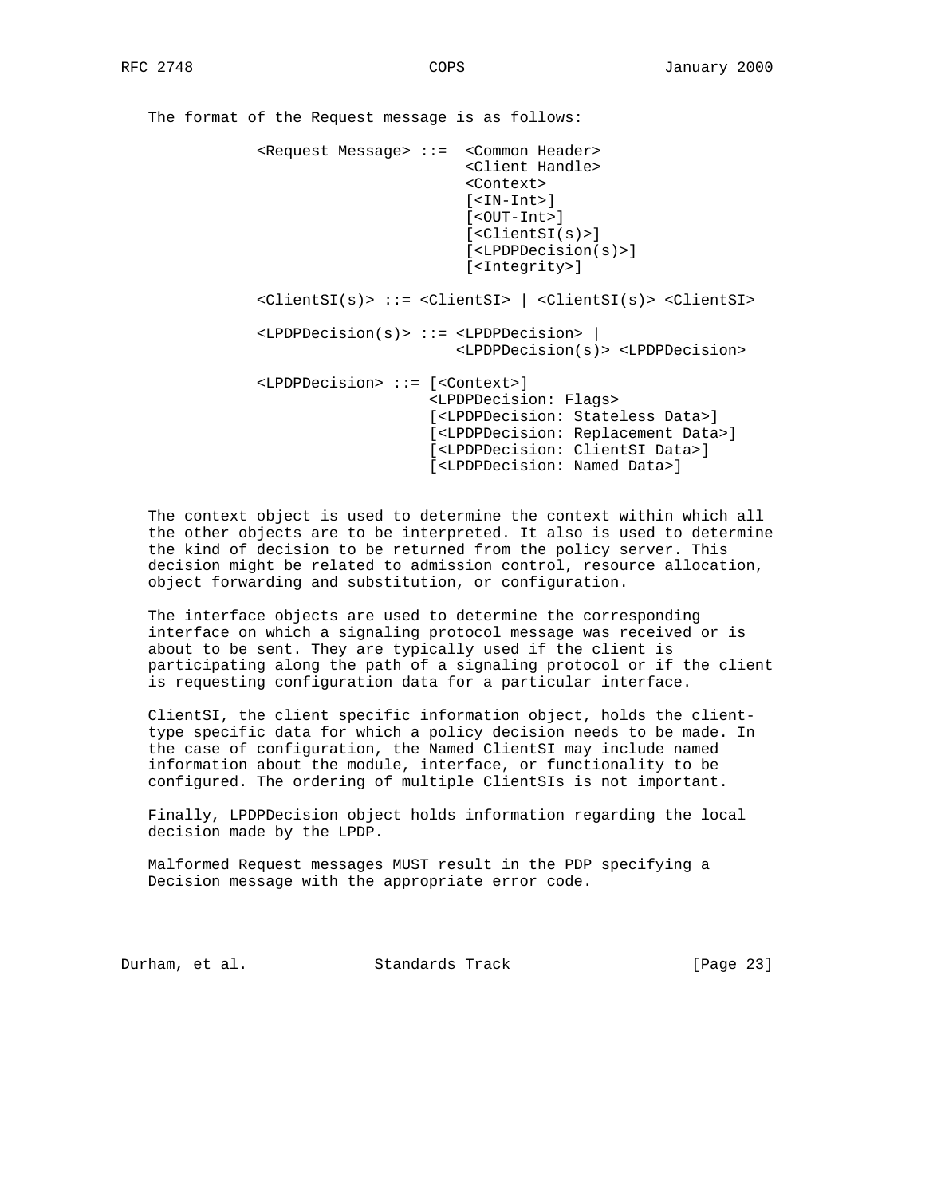The format of the Request message is as follows:

```
<Request Message> ::=  <Common Header>
                       <Client Handle>
                       <Context>
                       [<IN-Int>]
                       [<OUT-Int>]
                       [<ClientSI(s)>]
                       [<LPDPDecision(s)>]
                       [<Integrity>]

<ClientSI(s)> ::= <ClientSI> | <ClientSI(s)> <ClientSI>

<LPDPDecision(s)> ::= <LPDPDecision> |
                      <LPDPDecision(s)> <LPDPDecision>

<LPDPDecision> ::= [<Context>]
                   <LPDPDecision: Flags>
                   [<LPDPDecision: Stateless Data>]
                   [<LPDPDecision: Replacement Data>]
                   [<LPDPDecision: ClientSI Data>]
                   [<LPDPDecision: Named Data>]
```

The context object is used to determine the context within which all the other objects are to be interpreted. It also is used to determine the kind of decision to be returned from the policy server. This decision might be related to admission control, resource allocation, object forwarding and substitution, or configuration.

The interface objects are used to determine the corresponding interface on which a signaling protocol message was received or is about to be sent. They are typically used if the client is participating along the path of a signaling protocol or if the client is requesting configuration data for a particular interface.

ClientSI, the client specific information object, holds the client-type specific data for which a policy decision needs to be made. In the case of configuration, the Named ClientSI may include named information about the module, interface, or functionality to be configured. The ordering of multiple ClientSIs is not important.

Finally, LPDPDecision object holds information regarding the local decision made by the LPDP.

Malformed Request messages MUST result in the PDP specifying a Decision message with the appropriate error code.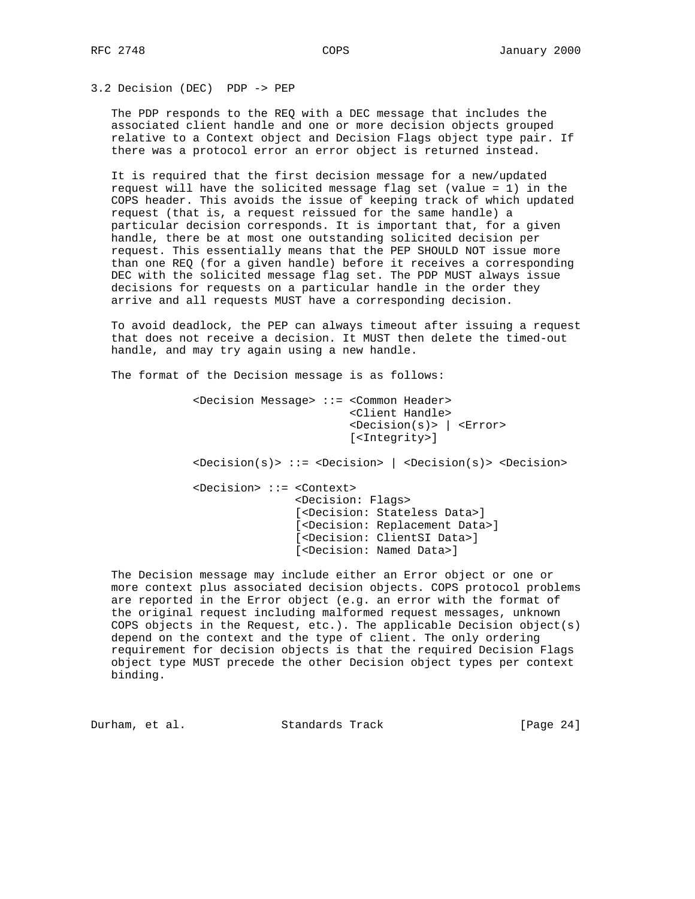### 3.2 Decision (DEC) PDP -> PEP

The PDP responds to the REQ with a DEC message that includes the associated client handle and one or more decision objects grouped relative to a Context object and Decision Flags object type pair. If there was a protocol error an error object is returned instead.

It is required that the first decision message for a new/updated request will have the solicited message flag set (value = 1) in the COPS header. This avoids the issue of keeping track of which updated request (that is, a request reissued for the same handle) a particular decision corresponds. It is important that, for a given handle, there be at most one outstanding solicited decision per request. This essentially means that the PEP SHOULD NOT issue more than one REQ (for a given handle) before it receives a corresponding DEC with the solicited message flag set. The PDP MUST always issue decisions for requests on a particular handle in the order they arrive and all requests MUST have a corresponding decision.

To avoid deadlock, the PEP can always timeout after issuing a request that does not receive a decision. It MUST then delete the timed-out handle, and may try again using a new handle.

The format of the Decision message is as follows:

```
<Decision Message> ::= <Common Header>
                       <Client Handle>
                       <Decision(s)> | <Error>
                       [<Integrity>]

<Decision(s)> ::= <Decision> | <Decision(s)> <Decision>

<Decision> ::= <Context>
               <Decision: Flags>
               [<Decision: Stateless Data>]
               [<Decision: Replacement Data>]
               [<Decision: ClientSI Data>]
               [<Decision: Named Data>]
```

The Decision message may include either an Error object or one or more context plus associated decision objects. COPS protocol problems are reported in the Error object (e.g. an error with the format of the original request including malformed request messages, unknown COPS objects in the Request, etc.). The applicable Decision object(s) depend on the context and the type of client. The only ordering requirement for decision objects is that the required Decision Flags object type MUST precede the other Decision object types per context binding.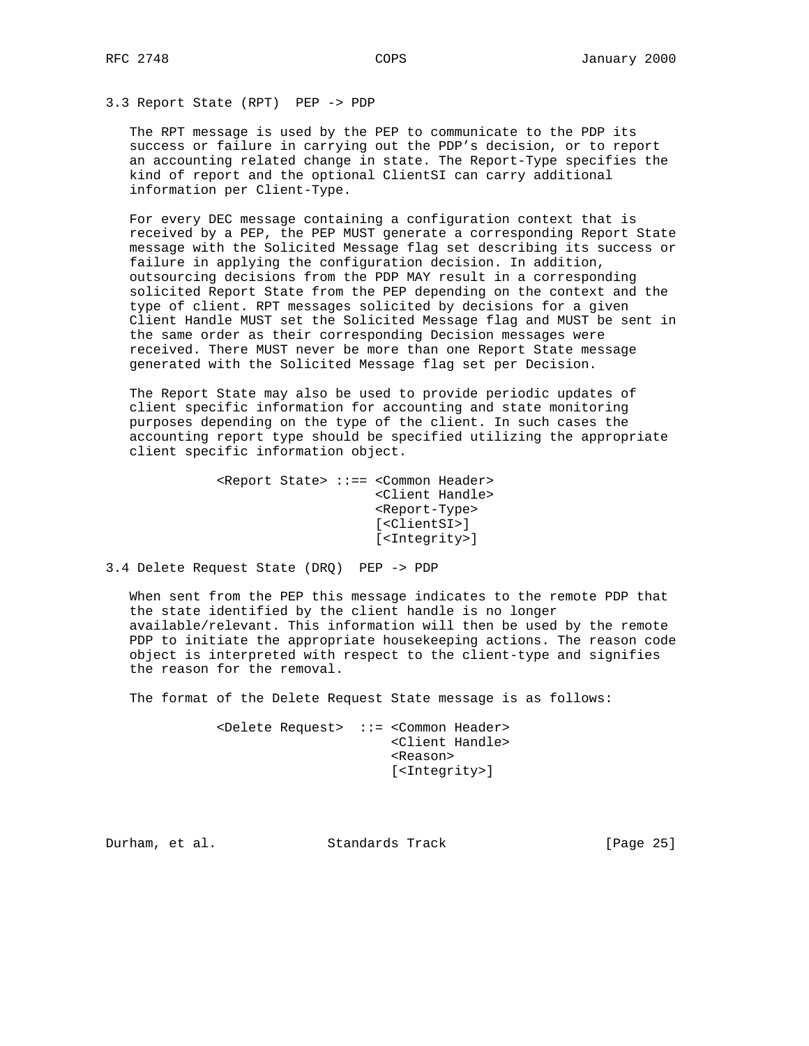### 3.3 Report State (RPT) PEP -> PDP

The RPT message is used by the PEP to communicate to the PDP its success or failure in carrying out the PDP's decision, or to report an accounting related change in state. The Report-Type specifies the kind of report and the optional ClientSI can carry additional information per Client-Type.

For every DEC message containing a configuration context that is received by a PEP, the PEP MUST generate a corresponding Report State message with the Solicited Message flag set describing its success or failure in applying the configuration decision. In addition, outsourcing decisions from the PDP MAY result in a corresponding solicited Report State from the PEP depending on the context and the type of client. RPT messages solicited by decisions for a given Client Handle MUST set the Solicited Message flag and MUST be sent in the same order as their corresponding Decision messages were received. There MUST never be more than one Report State message generated with the Solicited Message flag set per Decision.

The Report State may also be used to provide periodic updates of client specific information for accounting and state monitoring purposes depending on the type of the client. In such cases the accounting report type should be specified utilizing the appropriate client specific information object.

```
<Report State> ::== <Common Header>
                    <Client Handle>
                    <Report-Type>
                    [<ClientSI>]
                    [<Integrity>]
```

### 3.4 Delete Request State (DRQ) PEP -> PDP

When sent from the PEP this message indicates to the remote PDP that the state identified by the client handle is no longer available/relevant. This information will then be used by the remote PDP to initiate the appropriate housekeeping actions. The reason code object is interpreted with respect to the client-type and signifies the reason for the removal.

The format of the Delete Request State message is as follows:

```
<Delete Request>  ::= <Common Header>
                      <Client Handle>
                      <Reason>
                      [<Integrity>]
```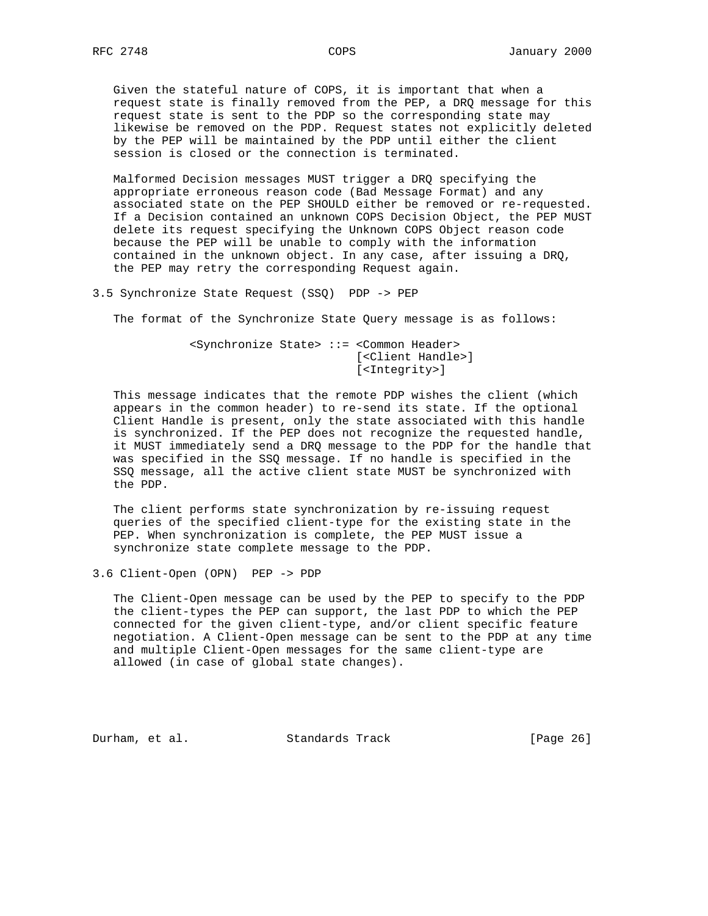Given the stateful nature of COPS, it is important that when a request state is finally removed from the PEP, a DRQ message for this request state is sent to the PDP so the corresponding state may likewise be removed on the PDP. Request states not explicitly deleted by the PEP will be maintained by the PDP until either the client session is closed or the connection is terminated.

Malformed Decision messages MUST trigger a DRQ specifying the appropriate erroneous reason code (Bad Message Format) and any associated state on the PEP SHOULD either be removed or re-requested. If a Decision contained an unknown COPS Decision Object, the PEP MUST delete its request specifying the Unknown COPS Object reason code because the PEP will be unable to comply with the information contained in the unknown object. In any case, after issuing a DRQ, the PEP may retry the corresponding Request again.

## 3.5 Synchronize State Request (SSQ)  PDP -> PEP

The format of the Synchronize State Query message is as follows:

```
<Synchronize State> ::= <Common Header>
                        [<Client Handle>]
                        [<Integrity>]
```

This message indicates that the remote PDP wishes the client (which appears in the common header) to re-send its state. If the optional Client Handle is present, only the state associated with this handle is synchronized. If the PEP does not recognize the requested handle, it MUST immediately send a DRQ message to the PDP for the handle that was specified in the SSQ message. If no handle is specified in the SSQ message, all the active client state MUST be synchronized with the PDP.

The client performs state synchronization by re-issuing request queries of the specified client-type for the existing state in the PEP. When synchronization is complete, the PEP MUST issue a synchronize state complete message to the PDP.

## 3.6 Client-Open (OPN)  PEP -> PDP

The Client-Open message can be used by the PEP to specify to the PDP the client-types the PEP can support, the last PDP to which the PEP connected for the given client-type, and/or client specific feature negotiation. A Client-Open message can be sent to the PDP at any time and multiple Client-Open messages for the same client-type are allowed (in case of global state changes).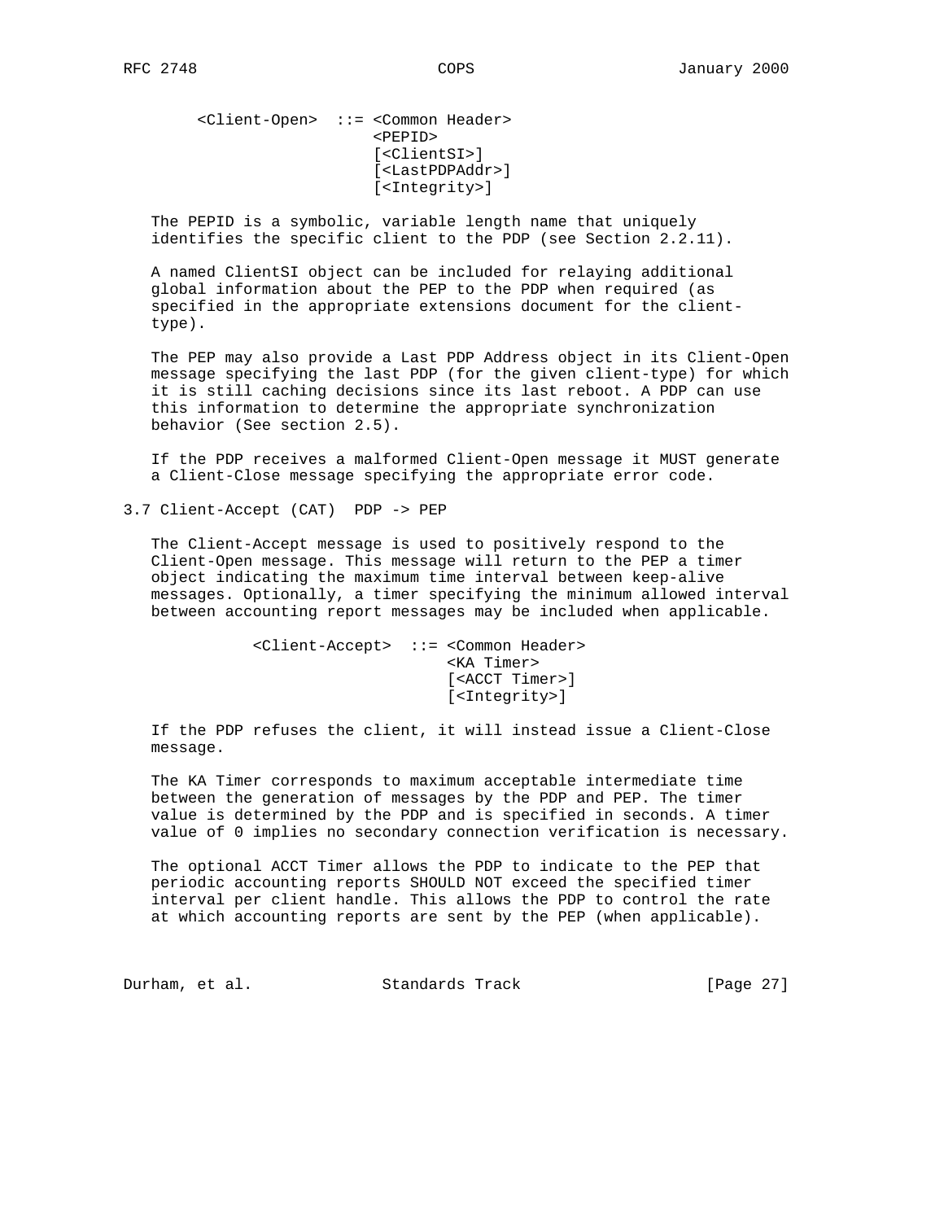```
<Client-Open>  ::= <Common Header>
                   <PEPID>
                   [<ClientSI>]
                   [<LastPDPAddr>]
                   [<Integrity>]
```

The PEPID is a symbolic, variable length name that uniquely identifies the specific client to the PDP (see Section 2.2.11).

A named ClientSI object can be included for relaying additional global information about the PEP to the PDP when required (as specified in the appropriate extensions document for the client-type).

The PEP may also provide a Last PDP Address object in its Client-Open message specifying the last PDP (for the given client-type) for which it is still caching decisions since its last reboot. A PDP can use this information to determine the appropriate synchronization behavior (See section 2.5).

If the PDP receives a malformed Client-Open message it MUST generate a Client-Close message specifying the appropriate error code.

### 3.7 Client-Accept (CAT)  PDP -> PEP

The Client-Accept message is used to positively respond to the Client-Open message. This message will return to the PEP a timer object indicating the maximum time interval between keep-alive messages. Optionally, a timer specifying the minimum allowed interval between accounting report messages may be included when applicable.

```
<Client-Accept>  ::= <Common Header>
                     <KA Timer>
                     [<ACCT Timer>]
                     [<Integrity>]
```

If the PDP refuses the client, it will instead issue a Client-Close message.

The KA Timer corresponds to maximum acceptable intermediate time between the generation of messages by the PDP and PEP. The timer value is determined by the PDP and is specified in seconds. A timer value of 0 implies no secondary connection verification is necessary.

The optional ACCT Timer allows the PDP to indicate to the PEP that periodic accounting reports SHOULD NOT exceed the specified timer interval per client handle. This allows the PDP to control the rate at which accounting reports are sent by the PEP (when applicable).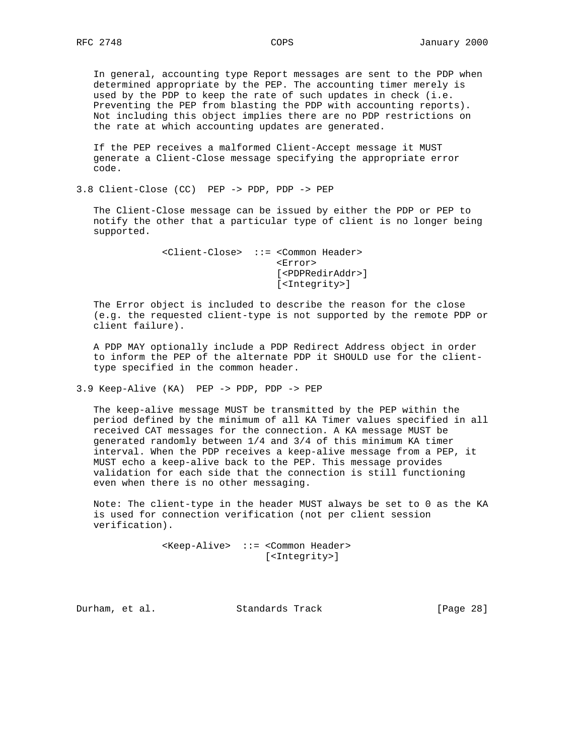In general, accounting type Report messages are sent to the PDP when determined appropriate by the PEP. The accounting timer merely is used by the PDP to keep the rate of such updates in check (i.e. Preventing the PEP from blasting the PDP with accounting reports). Not including this object implies there are no PDP restrictions on the rate at which accounting updates are generated.

If the PEP receives a malformed Client-Accept message it MUST generate a Client-Close message specifying the appropriate error code.

### 3.8 Client-Close (CC)  PEP -> PDP, PDP -> PEP

The Client-Close message can be issued by either the PDP or PEP to notify the other that a particular type of client is no longer being supported.

```
<Client-Close>  ::= <Common Header>
                    <Error>
                    [<PDPRedirAddr>]
                    [<Integrity>]
```

The Error object is included to describe the reason for the close (e.g. the requested client-type is not supported by the remote PDP or client failure).

A PDP MAY optionally include a PDP Redirect Address object in order to inform the PEP of the alternate PDP it SHOULD use for the client-type specified in the common header.

### 3.9 Keep-Alive (KA)  PEP -> PDP, PDP -> PEP

The keep-alive message MUST be transmitted by the PEP within the period defined by the minimum of all KA Timer values specified in all received CAT messages for the connection. A KA message MUST be generated randomly between 1/4 and 3/4 of this minimum KA timer interval. When the PDP receives a keep-alive message from a PEP, it MUST echo a keep-alive back to the PEP. This message provides validation for each side that the connection is still functioning even when there is no other messaging.

Note: The client-type in the header MUST always be set to 0 as the KA is used for connection verification (not per client session verification).

```
<Keep-Alive>  ::= <Common Header>
                  [<Integrity>]
```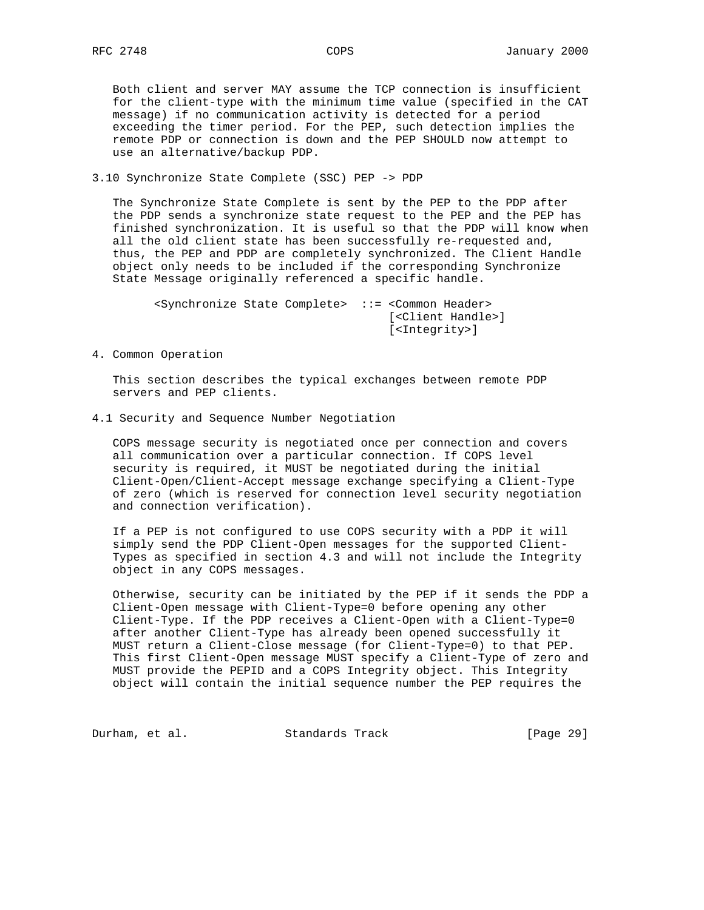Both client and server MAY assume the TCP connection is insufficient for the client-type with the minimum time value (specified in the CAT message) if no communication activity is detected for a period exceeding the timer period. For the PEP, such detection implies the remote PDP or connection is down and the PEP SHOULD now attempt to use an alternative/backup PDP.

### 3.10 Synchronize State Complete (SSC) PEP -> PDP

The Synchronize State Complete is sent by the PEP to the PDP after the PDP sends a synchronize state request to the PEP and the PEP has finished synchronization. It is useful so that the PDP will know when all the old client state has been successfully re-requested and, thus, the PEP and PDP are completely synchronized. The Client Handle object only needs to be included if the corresponding Synchronize State Message originally referenced a specific handle.

```
<Synchronize State Complete>  ::= <Common Header>
                                  [<Client Handle>]
                                  [<Integrity>]
```

## 4. Common Operation

This section describes the typical exchanges between remote PDP servers and PEP clients.

### 4.1 Security and Sequence Number Negotiation

COPS message security is negotiated once per connection and covers all communication over a particular connection. If COPS level security is required, it MUST be negotiated during the initial Client-Open/Client-Accept message exchange specifying a Client-Type of zero (which is reserved for connection level security negotiation and connection verification).

If a PEP is not configured to use COPS security with a PDP it will simply send the PDP Client-Open messages for the supported Client-Types as specified in section 4.3 and will not include the Integrity object in any COPS messages.

Otherwise, security can be initiated by the PEP if it sends the PDP a Client-Open message with Client-Type=0 before opening any other Client-Type. If the PDP receives a Client-Open with a Client-Type=0 after another Client-Type has already been opened successfully it MUST return a Client-Close message (for Client-Type=0) to that PEP. This first Client-Open message MUST specify a Client-Type of zero and MUST provide the PEPID and a COPS Integrity object. This Integrity object will contain the initial sequence number the PEP requires the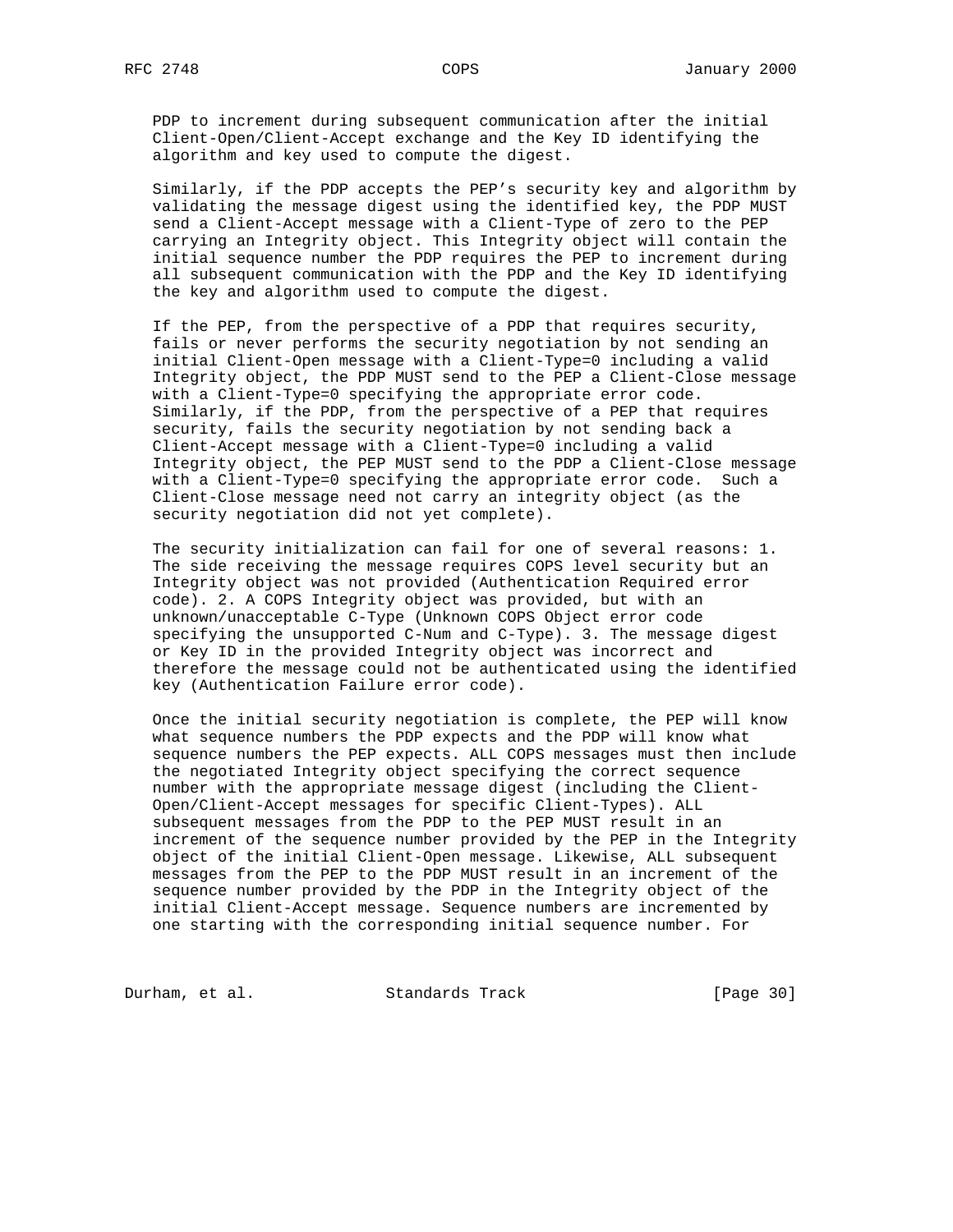PDP to increment during subsequent communication after the initial Client-Open/Client-Accept exchange and the Key ID identifying the algorithm and key used to compute the digest.

Similarly, if the PDP accepts the PEP's security key and algorithm by validating the message digest using the identified key, the PDP MUST send a Client-Accept message with a Client-Type of zero to the PEP carrying an Integrity object. This Integrity object will contain the initial sequence number the PDP requires the PEP to increment during all subsequent communication with the PDP and the Key ID identifying the key and algorithm used to compute the digest.

If the PEP, from the perspective of a PDP that requires security, fails or never performs the security negotiation by not sending an initial Client-Open message with a Client-Type=0 including a valid Integrity object, the PDP MUST send to the PEP a Client-Close message with a Client-Type=0 specifying the appropriate error code. Similarly, if the PDP, from the perspective of a PEP that requires security, fails the security negotiation by not sending back a Client-Accept message with a Client-Type=0 including a valid Integrity object, the PEP MUST send to the PDP a Client-Close message with a Client-Type=0 specifying the appropriate error code. Such a Client-Close message need not carry an integrity object (as the security negotiation did not yet complete).

The security initialization can fail for one of several reasons: 1. The side receiving the message requires COPS level security but an Integrity object was not provided (Authentication Required error code). 2. A COPS Integrity object was provided, but with an unknown/unacceptable C-Type (Unknown COPS Object error code specifying the unsupported C-Num and C-Type). 3. The message digest or Key ID in the provided Integrity object was incorrect and therefore the message could not be authenticated using the identified key (Authentication Failure error code).

Once the initial security negotiation is complete, the PEP will know what sequence numbers the PDP expects and the PDP will know what sequence numbers the PEP expects. ALL COPS messages must then include the negotiated Integrity object specifying the correct sequence number with the appropriate message digest (including the Client-Open/Client-Accept messages for specific Client-Types). ALL subsequent messages from the PDP to the PEP MUST result in an increment of the sequence number provided by the PEP in the Integrity object of the initial Client-Open message. Likewise, ALL subsequent messages from the PEP to the PDP MUST result in an increment of the sequence number provided by the PDP in the Integrity object of the initial Client-Accept message. Sequence numbers are incremented by one starting with the corresponding initial sequence number. For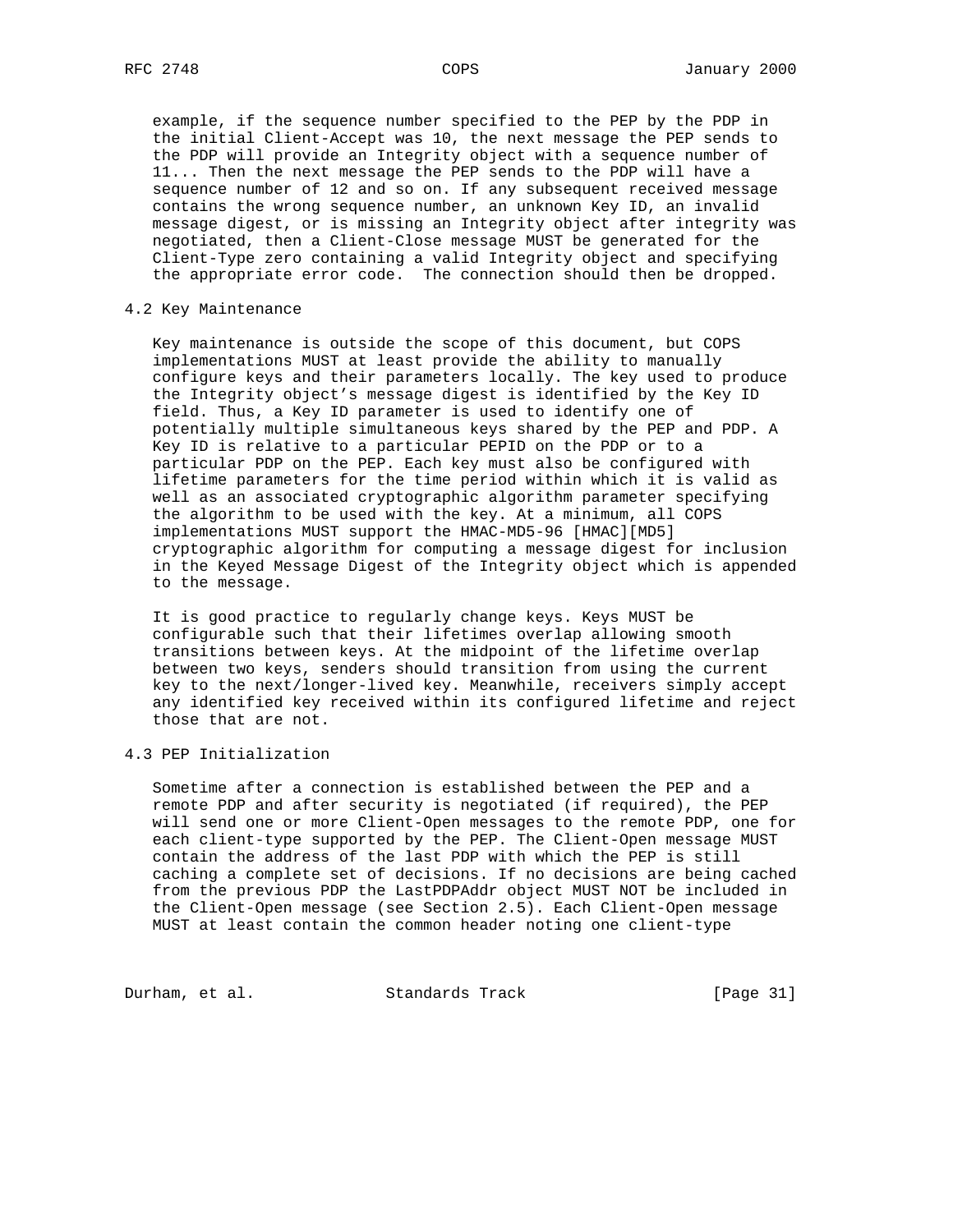example, if the sequence number specified to the PEP by the PDP in the initial Client-Accept was 10, the next message the PEP sends to the PDP will provide an Integrity object with a sequence number of 11... Then the next message the PEP sends to the PDP will have a sequence number of 12 and so on. If any subsequent received message contains the wrong sequence number, an unknown Key ID, an invalid message digest, or is missing an Integrity object after integrity was negotiated, then a Client-Close message MUST be generated for the Client-Type zero containing a valid Integrity object and specifying the appropriate error code. The connection should then be dropped.

## 4.2 Key Maintenance

Key maintenance is outside the scope of this document, but COPS implementations MUST at least provide the ability to manually configure keys and their parameters locally. The key used to produce the Integrity object's message digest is identified by the Key ID field. Thus, a Key ID parameter is used to identify one of potentially multiple simultaneous keys shared by the PEP and PDP. A Key ID is relative to a particular PEPID on the PDP or to a particular PDP on the PEP. Each key must also be configured with lifetime parameters for the time period within which it is valid as well as an associated cryptographic algorithm parameter specifying the algorithm to be used with the key. At a minimum, all COPS implementations MUST support the HMAC-MD5-96 [HMAC][MD5] cryptographic algorithm for computing a message digest for inclusion in the Keyed Message Digest of the Integrity object which is appended to the message.

It is good practice to regularly change keys. Keys MUST be configurable such that their lifetimes overlap allowing smooth transitions between keys. At the midpoint of the lifetime overlap between two keys, senders should transition from using the current key to the next/longer-lived key. Meanwhile, receivers simply accept any identified key received within its configured lifetime and reject those that are not.

## 4.3 PEP Initialization

Sometime after a connection is established between the PEP and a remote PDP and after security is negotiated (if required), the PEP will send one or more Client-Open messages to the remote PDP, one for each client-type supported by the PEP. The Client-Open message MUST contain the address of the last PDP with which the PEP is still caching a complete set of decisions. If no decisions are being cached from the previous PDP the LastPDPAddr object MUST NOT be included in the Client-Open message (see Section 2.5). Each Client-Open message MUST at least contain the common header noting one client-type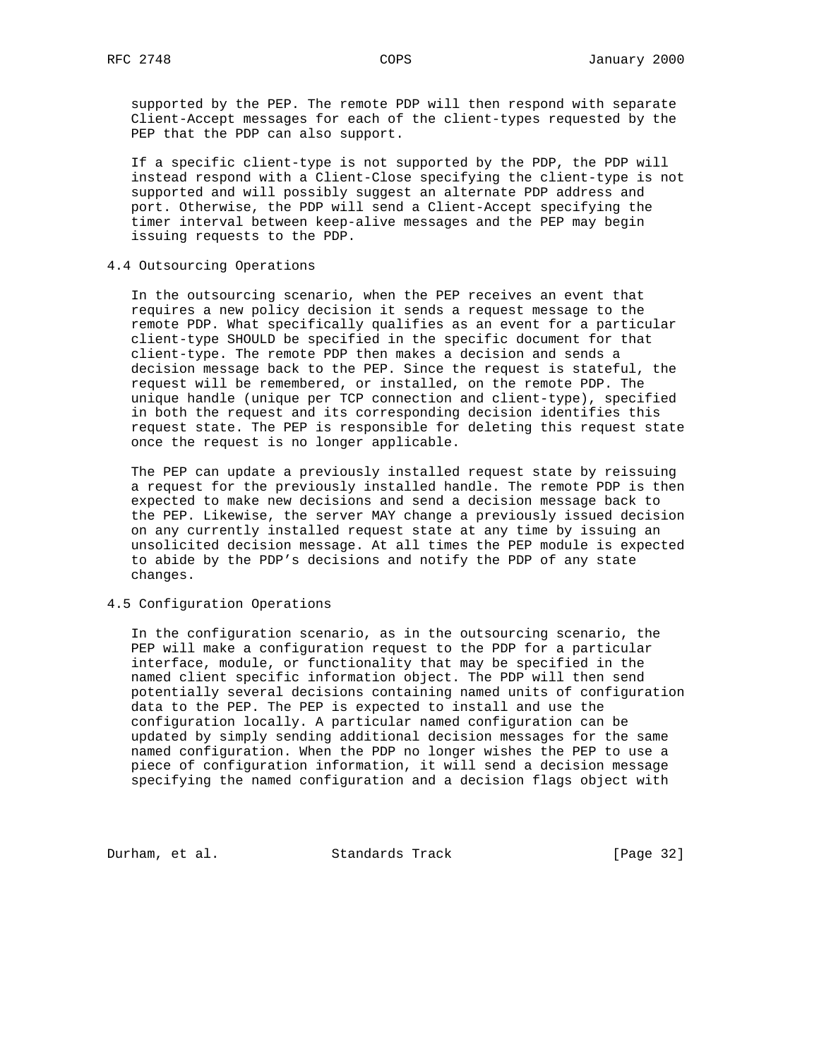supported by the PEP. The remote PDP will then respond with separate Client-Accept messages for each of the client-types requested by the PEP that the PDP can also support.

If a specific client-type is not supported by the PDP, the PDP will instead respond with a Client-Close specifying the client-type is not supported and will possibly suggest an alternate PDP address and port. Otherwise, the PDP will send a Client-Accept specifying the timer interval between keep-alive messages and the PEP may begin issuing requests to the PDP.

## 4.4 Outsourcing Operations

In the outsourcing scenario, when the PEP receives an event that requires a new policy decision it sends a request message to the remote PDP. What specifically qualifies as an event for a particular client-type SHOULD be specified in the specific document for that client-type. The remote PDP then makes a decision and sends a decision message back to the PEP. Since the request is stateful, the request will be remembered, or installed, on the remote PDP. The unique handle (unique per TCP connection and client-type), specified in both the request and its corresponding decision identifies this request state. The PEP is responsible for deleting this request state once the request is no longer applicable.

The PEP can update a previously installed request state by reissuing a request for the previously installed handle. The remote PDP is then expected to make new decisions and send a decision message back to the PEP. Likewise, the server MAY change a previously issued decision on any currently installed request state at any time by issuing an unsolicited decision message. At all times the PEP module is expected to abide by the PDP's decisions and notify the PDP of any state changes.

## 4.5 Configuration Operations

In the configuration scenario, as in the outsourcing scenario, the PEP will make a configuration request to the PDP for a particular interface, module, or functionality that may be specified in the named client specific information object. The PDP will then send potentially several decisions containing named units of configuration data to the PEP. The PEP is expected to install and use the configuration locally. A particular named configuration can be updated by simply sending additional decision messages for the same named configuration. When the PDP no longer wishes the PEP to use a piece of configuration information, it will send a decision message specifying the named configuration and a decision flags object with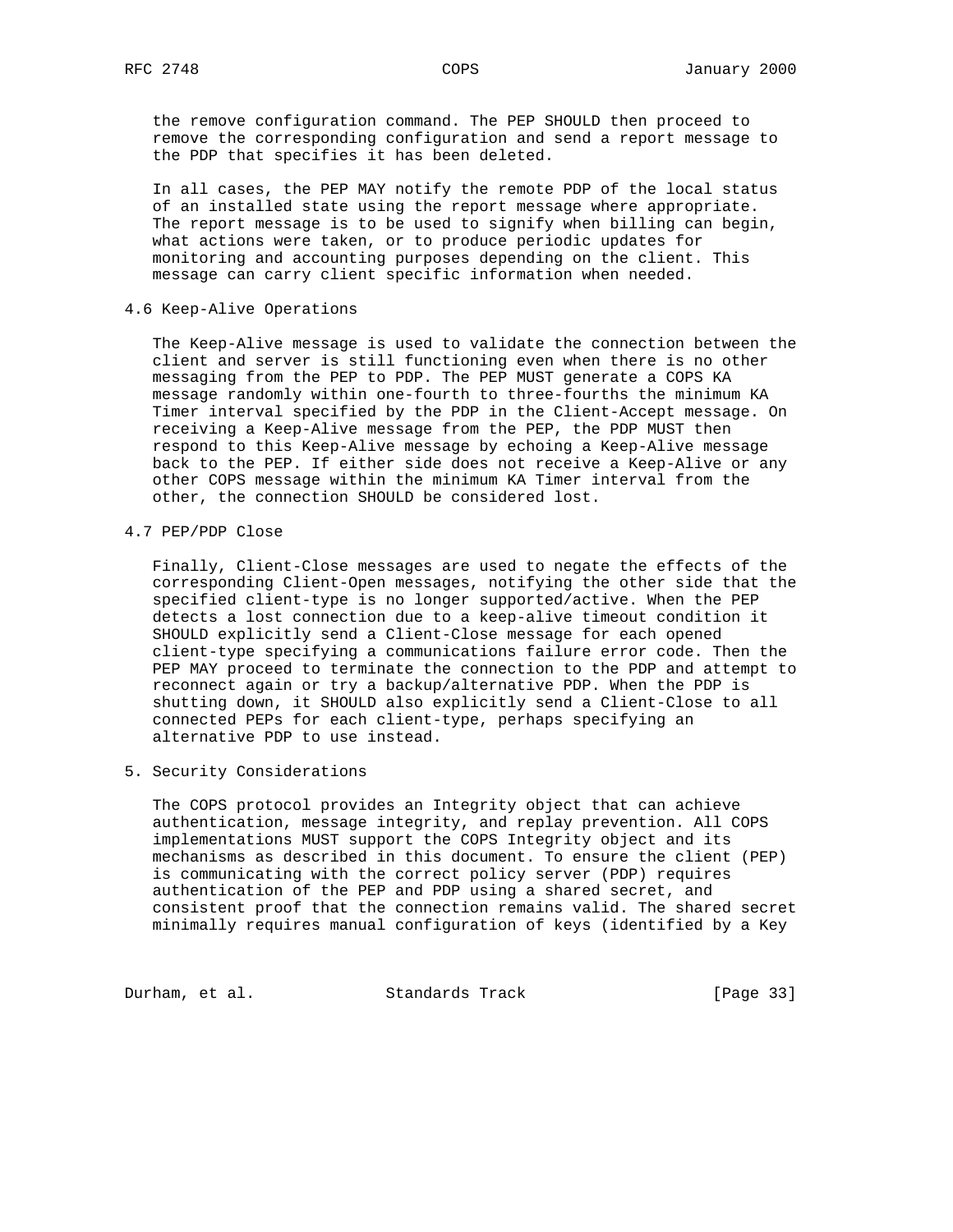the remove configuration command. The PEP SHOULD then proceed to remove the corresponding configuration and send a report message to the PDP that specifies it has been deleted.

In all cases, the PEP MAY notify the remote PDP of the local status of an installed state using the report message where appropriate. The report message is to be used to signify when billing can begin, what actions were taken, or to produce periodic updates for monitoring and accounting purposes depending on the client. This message can carry client specific information when needed.

### 4.6 Keep-Alive Operations

The Keep-Alive message is used to validate the connection between the client and server is still functioning even when there is no other messaging from the PEP to PDP. The PEP MUST generate a COPS KA message randomly within one-fourth to three-fourths the minimum KA Timer interval specified by the PDP in the Client-Accept message. On receiving a Keep-Alive message from the PEP, the PDP MUST then respond to this Keep-Alive message by echoing a Keep-Alive message back to the PEP. If either side does not receive a Keep-Alive or any other COPS message within the minimum KA Timer interval from the other, the connection SHOULD be considered lost.

### 4.7 PEP/PDP Close

Finally, Client-Close messages are used to negate the effects of the corresponding Client-Open messages, notifying the other side that the specified client-type is no longer supported/active. When the PEP detects a lost connection due to a keep-alive timeout condition it SHOULD explicitly send a Client-Close message for each opened client-type specifying a communications failure error code. Then the PEP MAY proceed to terminate the connection to the PDP and attempt to reconnect again or try a backup/alternative PDP. When the PDP is shutting down, it SHOULD also explicitly send a Client-Close to all connected PEPs for each client-type, perhaps specifying an alternative PDP to use instead.

## 5. Security Considerations

The COPS protocol provides an Integrity object that can achieve authentication, message integrity, and replay prevention. All COPS implementations MUST support the COPS Integrity object and its mechanisms as described in this document. To ensure the client (PEP) is communicating with the correct policy server (PDP) requires authentication of the PEP and PDP using a shared secret, and consistent proof that the connection remains valid. The shared secret minimally requires manual configuration of keys (identified by a Key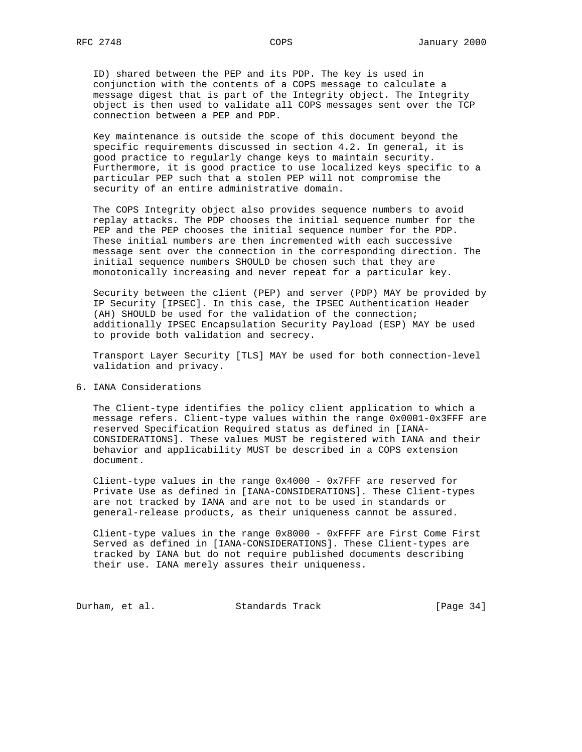ID) shared between the PEP and its PDP. The key is used in conjunction with the contents of a COPS message to calculate a message digest that is part of the Integrity object. The Integrity object is then used to validate all COPS messages sent over the TCP connection between a PEP and PDP.

Key maintenance is outside the scope of this document beyond the specific requirements discussed in section 4.2. In general, it is good practice to regularly change keys to maintain security. Furthermore, it is good practice to use localized keys specific to a particular PEP such that a stolen PEP will not compromise the security of an entire administrative domain.

The COPS Integrity object also provides sequence numbers to avoid replay attacks. The PDP chooses the initial sequence number for the PEP and the PEP chooses the initial sequence number for the PDP. These initial numbers are then incremented with each successive message sent over the connection in the corresponding direction. The initial sequence numbers SHOULD be chosen such that they are monotonically increasing and never repeat for a particular key.

Security between the client (PEP) and server (PDP) MAY be provided by IP Security [IPSEC]. In this case, the IPSEC Authentication Header (AH) SHOULD be used for the validation of the connection; additionally IPSEC Encapsulation Security Payload (ESP) MAY be used to provide both validation and secrecy.

Transport Layer Security [TLS] MAY be used for both connection-level validation and privacy.

## 6. IANA Considerations

The Client-type identifies the policy client application to which a message refers. Client-type values within the range 0x0001-0x3FFF are reserved Specification Required status as defined in [IANA-CONSIDERATIONS]. These values MUST be registered with IANA and their behavior and applicability MUST be described in a COPS extension document.

Client-type values in the range 0x4000 - 0x7FFF are reserved for Private Use as defined in [IANA-CONSIDERATIONS]. These Client-types are not tracked by IANA and are not to be used in standards or general-release products, as their uniqueness cannot be assured.

Client-type values in the range 0x8000 - 0xFFFF are First Come First Served as defined in [IANA-CONSIDERATIONS]. These Client-types are tracked by IANA but do not require published documents describing their use. IANA merely assures their uniqueness.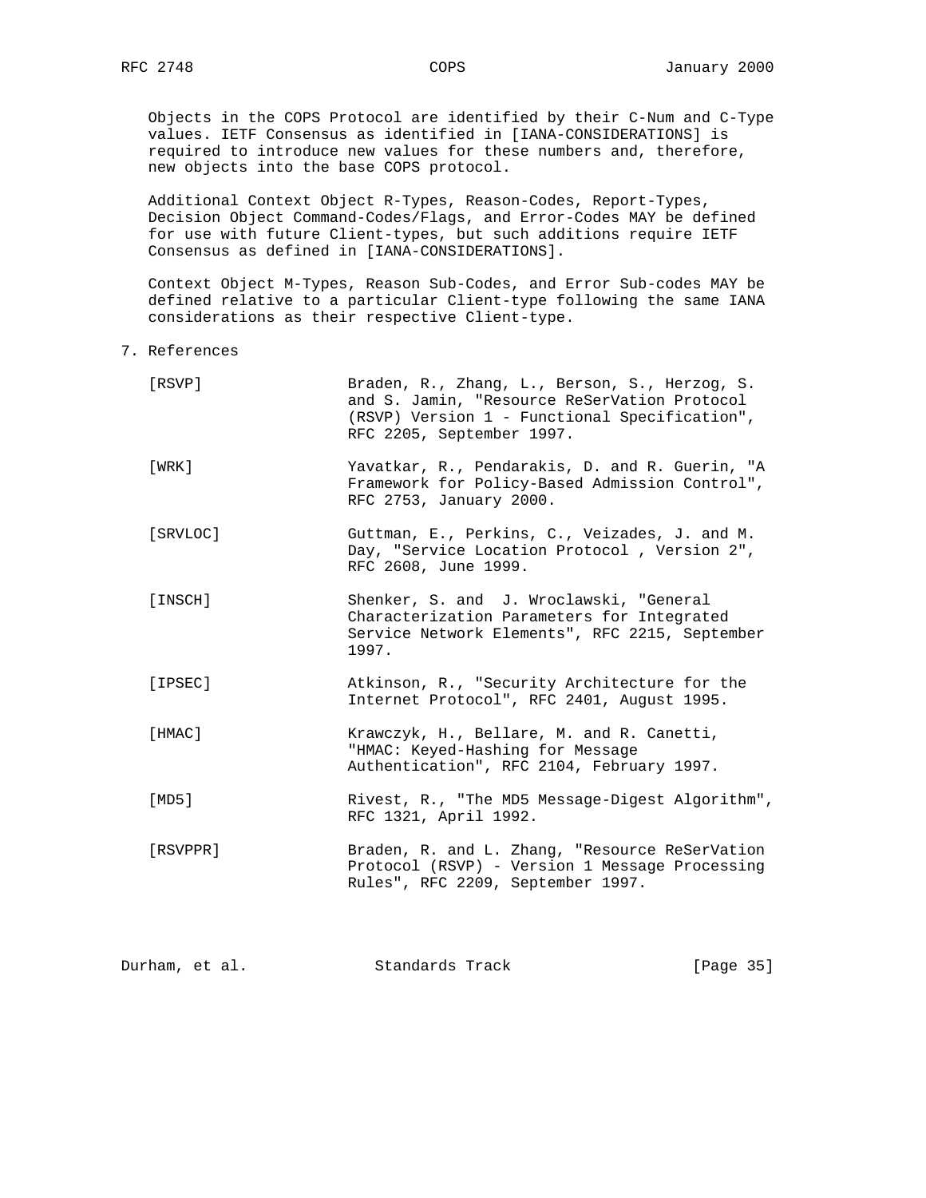Objects in the COPS Protocol are identified by their C-Num and C-Type values. IETF Consensus as identified in [IANA-CONSIDERATIONS] is required to introduce new values for these numbers and, therefore, new objects into the base COPS protocol.

Additional Context Object R-Types, Reason-Codes, Report-Types, Decision Object Command-Codes/Flags, and Error-Codes MAY be defined for use with future Client-types, but such additions require IETF Consensus as defined in [IANA-CONSIDERATIONS].

Context Object M-Types, Reason Sub-Codes, and Error Sub-codes MAY be defined relative to a particular Client-type following the same IANA considerations as their respective Client-type.

## 7. References

[RSVP] Braden, R., Zhang, L., Berson, S., Herzog, S. and S. Jamin, "Resource ReSerVation Protocol (RSVP) Version 1 - Functional Specification", RFC 2205, September 1997.

[WRK] Yavatkar, R., Pendarakis, D. and R. Guerin, "A Framework for Policy-Based Admission Control", RFC 2753, January 2000.

[SRVLOC] Guttman, E., Perkins, C., Veizades, J. and M. Day, "Service Location Protocol , Version 2", RFC 2608, June 1999.

[INSCH] Shenker, S. and J. Wroclawski, "General Characterization Parameters for Integrated Service Network Elements", RFC 2215, September 1997.

[IPSEC] Atkinson, R., "Security Architecture for the Internet Protocol", RFC 2401, August 1995.

[HMAC] Krawczyk, H., Bellare, M. and R. Canetti, "HMAC: Keyed-Hashing for Message Authentication", RFC 2104, February 1997.

[MD5] Rivest, R., "The MD5 Message-Digest Algorithm", RFC 1321, April 1992.

[RSVPPR] Braden, R. and L. Zhang, "Resource ReSerVation Protocol (RSVP) - Version 1 Message Processing Rules", RFC 2209, September 1997.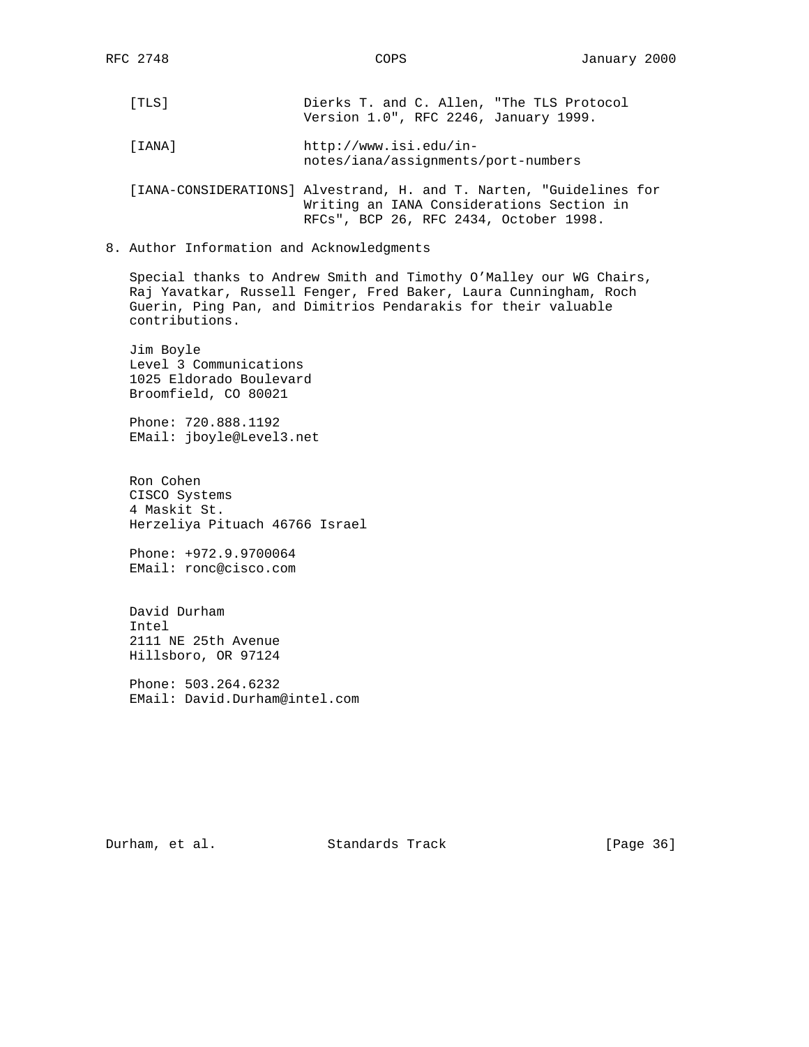[TLS] Dierks T. and C. Allen, "The TLS Protocol Version 1.0", RFC 2246, January 1999.

[IANA] http://www.isi.edu/in-notes/iana/assignments/port-numbers

[IANA-CONSIDERATIONS] Alvestrand, H. and T. Narten, "Guidelines for Writing an IANA Considerations Section in RFCs", BCP 26, RFC 2434, October 1998.

## 8. Author Information and Acknowledgments

Special thanks to Andrew Smith and Timothy O'Malley our WG Chairs, Raj Yavatkar, Russell Fenger, Fred Baker, Laura Cunningham, Roch Guerin, Ping Pan, and Dimitrios Pendarakis for their valuable contributions.

Jim Boyle
Level 3 Communications
1025 Eldorado Boulevard
Broomfield, CO 80021

Phone: 720.888.1192
EMail: jboyle@Level3.net

Ron Cohen
CISCO Systems
4 Maskit St.
Herzeliya Pituach 46766 Israel

Phone: +972.9.9700064
EMail: ronc@cisco.com

David Durham
Intel
2111 NE 25th Avenue
Hillsboro, OR 97124

Phone: 503.264.6232
EMail: David.Durham@intel.com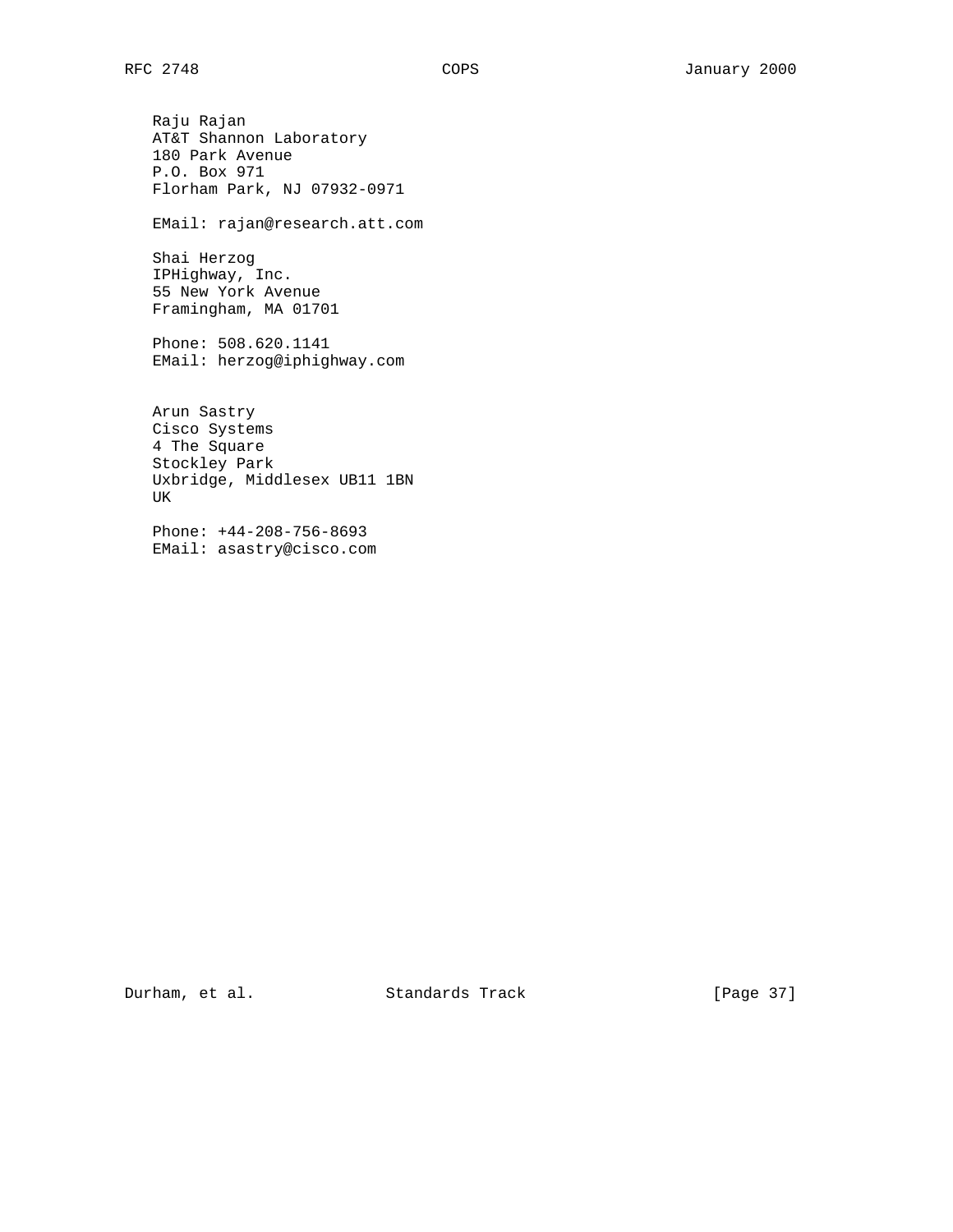Raju Rajan
AT&T Shannon Laboratory
180 Park Avenue
P.O. Box 971
Florham Park, NJ 07932-0971

EMail: rajan@research.att.com

Shai Herzog
IPHighway, Inc.
55 New York Avenue
Framingham, MA 01701

Phone: 508.620.1141
EMail: herzog@iphighway.com

Arun Sastry
Cisco Systems
4 The Square
Stockley Park
Uxbridge, Middlesex UB11 1BN
UK

Phone: +44-208-756-8693
EMail: asastry@cisco.com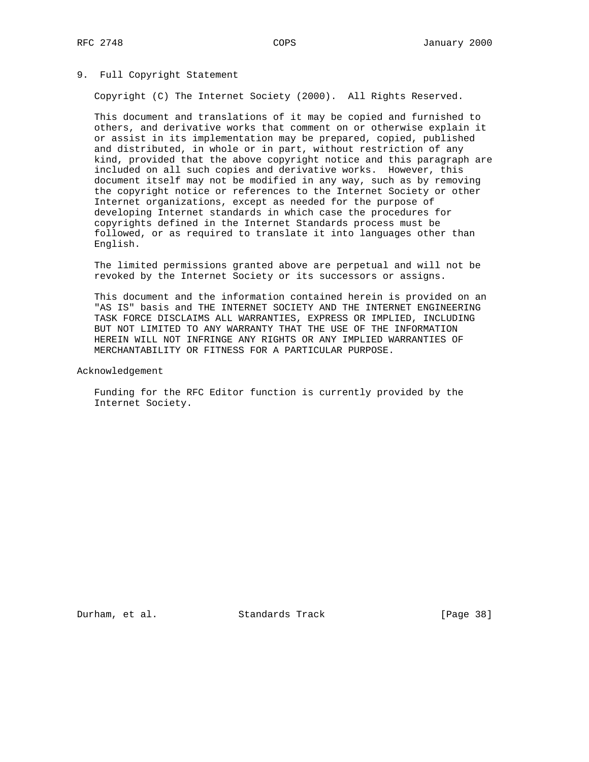## 9. Full Copyright Statement

Copyright (C) The Internet Society (2000). All Rights Reserved.

This document and translations of it may be copied and furnished to others, and derivative works that comment on or otherwise explain it or assist in its implementation may be prepared, copied, published and distributed, in whole or in part, without restriction of any kind, provided that the above copyright notice and this paragraph are included on all such copies and derivative works. However, this document itself may not be modified in any way, such as by removing the copyright notice or references to the Internet Society or other Internet organizations, except as needed for the purpose of developing Internet standards in which case the procedures for copyrights defined in the Internet Standards process must be followed, or as required to translate it into languages other than English.

The limited permissions granted above are perpetual and will not be revoked by the Internet Society or its successors or assigns.

This document and the information contained herein is provided on an "AS IS" basis and THE INTERNET SOCIETY AND THE INTERNET ENGINEERING TASK FORCE DISCLAIMS ALL WARRANTIES, EXPRESS OR IMPLIED, INCLUDING BUT NOT LIMITED TO ANY WARRANTY THAT THE USE OF THE INFORMATION HEREIN WILL NOT INFRINGE ANY RIGHTS OR ANY IMPLIED WARRANTIES OF MERCHANTABILITY OR FITNESS FOR A PARTICULAR PURPOSE.

## Acknowledgement

Funding for the RFC Editor function is currently provided by the Internet Society.